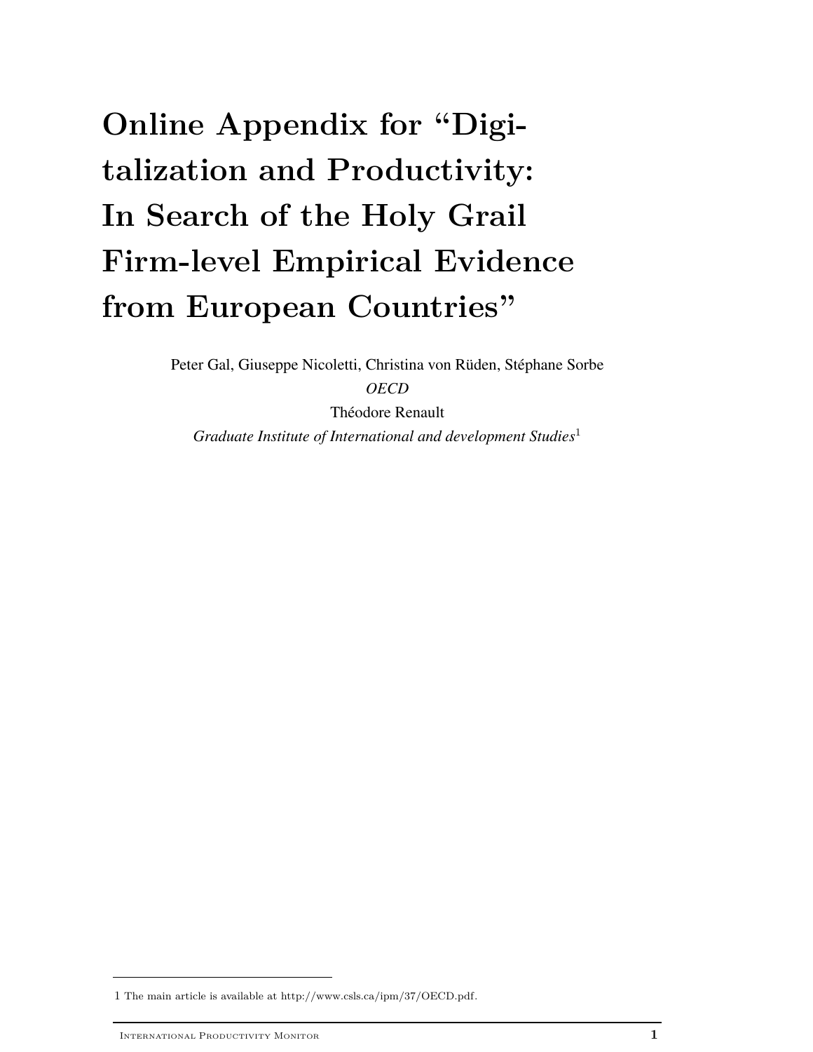# Online Appendix for "Digitalization and Productivity: In Search of the Holy Grail Firm-level Empirical Evidence from European Countries"

Peter Gal, Giuseppe Nicoletti, Christina von Rüden, Stéphane Sorbe

*OECD*

Théodore Renault

*Graduate Institute of International and development Studies*[1]

[1] The main article is available at http://www.csls.ca/ipm/37/OECD.pdf.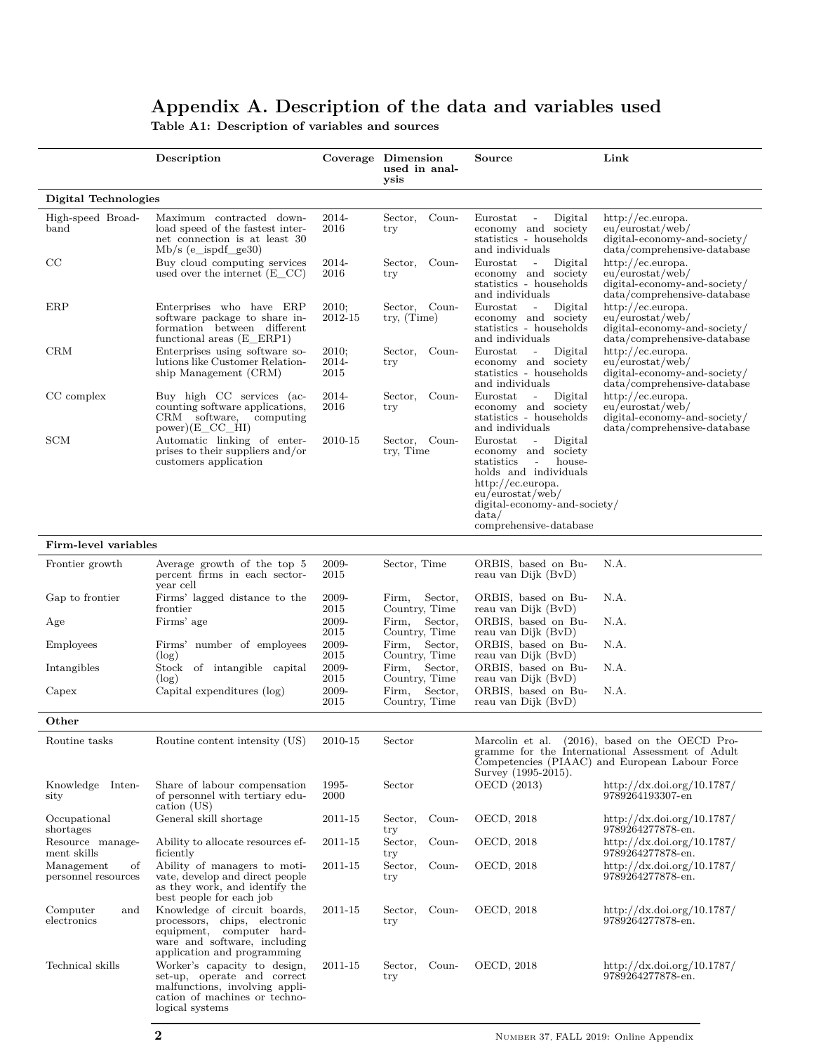# Appendix A. Description of the data and variables used

**Table A1: Description of variables and sources**

| | Description | Coverage | Dimension used in analysis | Source | Link |
|---|---|---|---|---|---|
| **Digital Technologies** | | | | | |
| High-speed Broadband | Maximum contracted download speed of the fastest internet connection is at least 30 Mb/s (e_ispdf_ge30) | 2014-2016 | Sector, Country | Eurostat - Digital economy and society statistics - households and individuals | http://ec.europa.eu/eurostat/web/digital-economy-and-society/data/comprehensive-database |
| CC | Buy cloud computing services used over the internet (E_CC) | 2014-2016 | Sector, Country | Eurostat - Digital economy and society statistics - households and individuals | http://ec.europa.eu/eurostat/web/digital-economy-and-society/data/comprehensive-database |
| ERP | Enterprises who have ERP software package to share information between different functional areas (E_ERP1) | 2010; 2012-15 | Sector, Country, (Time) | Eurostat - Digital economy and society statistics - households and individuals | http://ec.europa.eu/eurostat/web/digital-economy-and-society/data/comprehensive-database |
| CRM | Enterprises using software solutions like Customer Relationship Management (CRM) | 2010; 2014-2015 | Sector, Country | Eurostat - Digital economy and society statistics - households and individuals | http://ec.europa.eu/eurostat/web/digital-economy-and-society/data/comprehensive-database |
| CC complex | Buy high CC services (accounting software applications, CRM software, computing power)(E_CC_HI) | 2014-2016 | Sector, Country | Eurostat - Digital economy and society statistics - households and individuals | http://ec.europa.eu/eurostat/web/digital-economy-and-society/data/comprehensive-database |
| SCM | Automatic linking of enterprises to their suppliers and/or customers application | 2010-15 | Sector, Country, Time | Eurostat - Digital economy and society statistics - households and individuals http://ec.europa.eu/eurostat/web/digital-economy-and-society/data/comprehensive-database | |
| **Firm-level variables** | | | | | |
| Frontier growth | Average growth of the top 5 percent firms in each sector-year cell | 2009-2015 | Sector, Time | ORBIS, based on Bureau van Dijk (BvD) | N.A. |
| Gap to frontier | Firms' lagged distance to the frontier | 2009-2015 | Firm, Sector, Country, Time | ORBIS, based on Bureau van Dijk (BvD) | N.A. |
| Age | Firms' age | 2009-2015 | Firm, Sector, Country, Time | ORBIS, based on Bureau van Dijk (BvD) | N.A. |
| Employees | Firms' number of employees (log) | 2009-2015 | Firm, Sector, Country, Time | ORBIS, based on Bureau van Dijk (BvD) | N.A. |
| Intangibles | Stock of intangible capital (log) | 2009-2015 | Firm, Sector, Country, Time | ORBIS, based on Bureau van Dijk (BvD) | N.A. |
| Capex | Capital expenditures (log) | 2009-2015 | Firm, Sector, Country, Time | ORBIS, based on Bureau van Dijk (BvD) | N.A. |
| **Other** | | | | | |
| Routine tasks | Routine content intensity (US) | 2010-15 | Sector | Marcolin et al. (2016), based on the OECD Programme for the International Assessment of Adult Competencies (PIAAC) and European Labour Force Survey (1995-2015). | |
| Knowledge Intensity | Share of labour compensation of personnel with tertiary education (US) | 1995-2000 | Sector | OECD (2013) | http://dx.doi.org/10.1787/9789264193307-en |
| Occupational shortages | General skill shortage | 2011-15 | Sector, Country | OECD, 2018 | http://dx.doi.org/10.1787/9789264277878-en. |
| Resource management skills | Ability to allocate resources efficiently | 2011-15 | Sector, Country | OECD, 2018 | http://dx.doi.org/10.1787/9789264277878-en. |
| Management of personnel resources | Ability of managers to motivate, develop and direct people as they work, and identify the best people for each job | 2011-15 | Sector, Country | OECD, 2018 | http://dx.doi.org/10.1787/9789264277878-en. |
| Computer and electronics | Knowledge of circuit boards, processors, chips, electronic equipment, computer hardware and software, including application and programming | 2011-15 | Sector, Country | OECD, 2018 | http://dx.doi.org/10.1787/9789264277878-en. |
| Technical skills | Worker's capacity to design, set-up, operate and correct malfunctions, involving application of machines or technological systems | 2011-15 | Sector, Country | OECD, 2018 | http://dx.doi.org/10.1787/9789264277878-en. |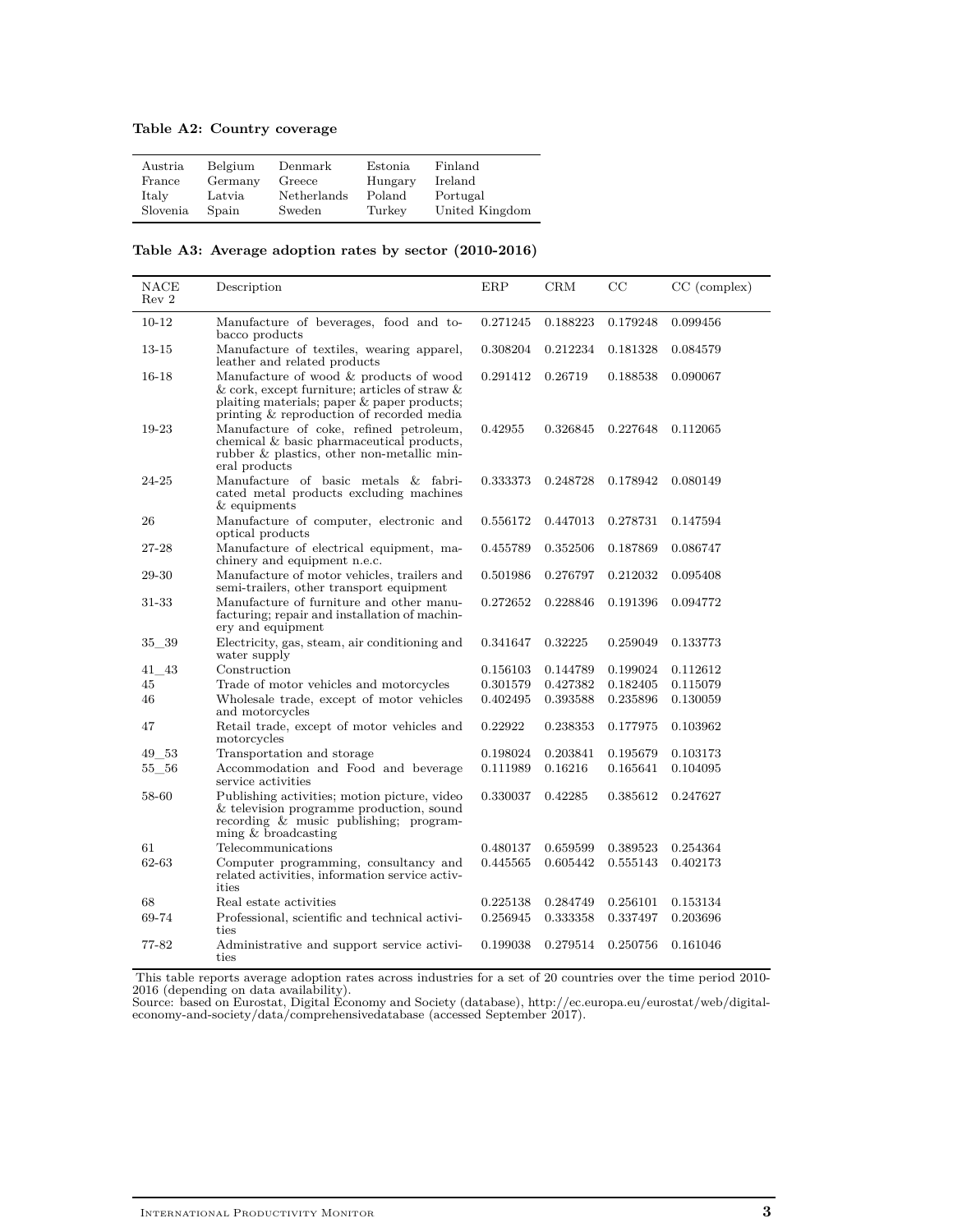**Table A2: Country coverage**

| | | | | |
|---|---|---|---|---|
| Austria | Belgium | Denmark | Estonia | Finland |
| France | Germany | Greece | Hungary | Ireland |
| Italy | Latvia | Netherlands | Poland | Portugal |
| Slovenia | Spain | Sweden | Turkey | United Kingdom |

**Table A3: Average adoption rates by sector (2010-2016)**

| NACE Rev 2 | Description | ERP | CRM | CC | CC (complex) |
|---|---|---|---|---|---|
| 10-12 | Manufacture of beverages, food and tobacco products | 0.271245 | 0.188223 | 0.179248 | 0.099456 |
| 13-15 | Manufacture of textiles, wearing apparel, leather and related products | 0.308204 | 0.212234 | 0.181328 | 0.084579 |
| 16-18 | Manufacture of wood & products of wood & cork, except furniture; articles of straw & plaiting materials; paper & paper products; printing & reproduction of recorded media | 0.291412 | 0.26719 | 0.188538 | 0.090067 |
| 19-23 | Manufacture of coke, refined petroleum, chemical & basic pharmaceutical products, rubber & plastics, other non-metallic mineral products | 0.42955 | 0.326845 | 0.227648 | 0.112065 |
| 24-25 | Manufacture of basic metals & fabricated metal products excluding machines & equipments | 0.333373 | 0.248728 | 0.178942 | 0.080149 |
| 26 | Manufacture of computer, electronic and optical products | 0.556172 | 0.447013 | 0.278731 | 0.147594 |
| 27-28 | Manufacture of electrical equipment, machinery and equipment n.e.c. | 0.455789 | 0.352506 | 0.187869 | 0.086747 |
| 29-30 | Manufacture of motor vehicles, trailers and semi-trailers, other transport equipment | 0.501986 | 0.276797 | 0.212032 | 0.095408 |
| 31-33 | Manufacture of furniture and other manufacturing; repair and installation of machinery and equipment | 0.272652 | 0.228846 | 0.191396 | 0.094772 |
| 35_39 | Electricity, gas, steam, air conditioning and water supply | 0.341647 | 0.32225 | 0.259049 | 0.133773 |
| 41_43 | Construction | 0.156103 | 0.144789 | 0.199024 | 0.112612 |
| 45 | Trade of motor vehicles and motorcycles | 0.301579 | 0.427382 | 0.182405 | 0.115079 |
| 46 | Wholesale trade, except of motor vehicles and motorcycles | 0.402495 | 0.393588 | 0.235896 | 0.130059 |
| 47 | Retail trade, except of motor vehicles and motorcycles | 0.22922 | 0.238353 | 0.177975 | 0.103962 |
| 49_53 | Transportation and storage | 0.198024 | 0.203841 | 0.195679 | 0.103173 |
| 55_56 | Accommodation and Food and beverage service activities | 0.111989 | 0.16216 | 0.165641 | 0.104095 |
| 58-60 | Publishing activities; motion picture, video & television programme production, sound recording & music publishing; programming & broadcasting | 0.330037 | 0.42285 | 0.385612 | 0.247627 |
| 61 | Telecommunications | 0.480137 | 0.659599 | 0.389523 | 0.254364 |
| 62-63 | Computer programming, consultancy and related activities, information service activities | 0.445565 | 0.605442 | 0.555143 | 0.402173 |
| 68 | Real estate activities | 0.225138 | 0.284749 | 0.256101 | 0.153134 |
| 69-74 | Professional, scientific and technical activities | 0.256945 | 0.333358 | 0.337497 | 0.203696 |
| 77-82 | Administrative and support service activities | 0.199038 | 0.279514 | 0.250756 | 0.161046 |

This table reports average adoption rates across industries for a set of 20 countries over the time period 2010-2016 (depending on data availability).
Source: based on Eurostat, Digital Economy and Society (database), http://ec.europa.eu/eurostat/web/digital-economy-and-society/data/comprehensivedatabase (accessed September 2017).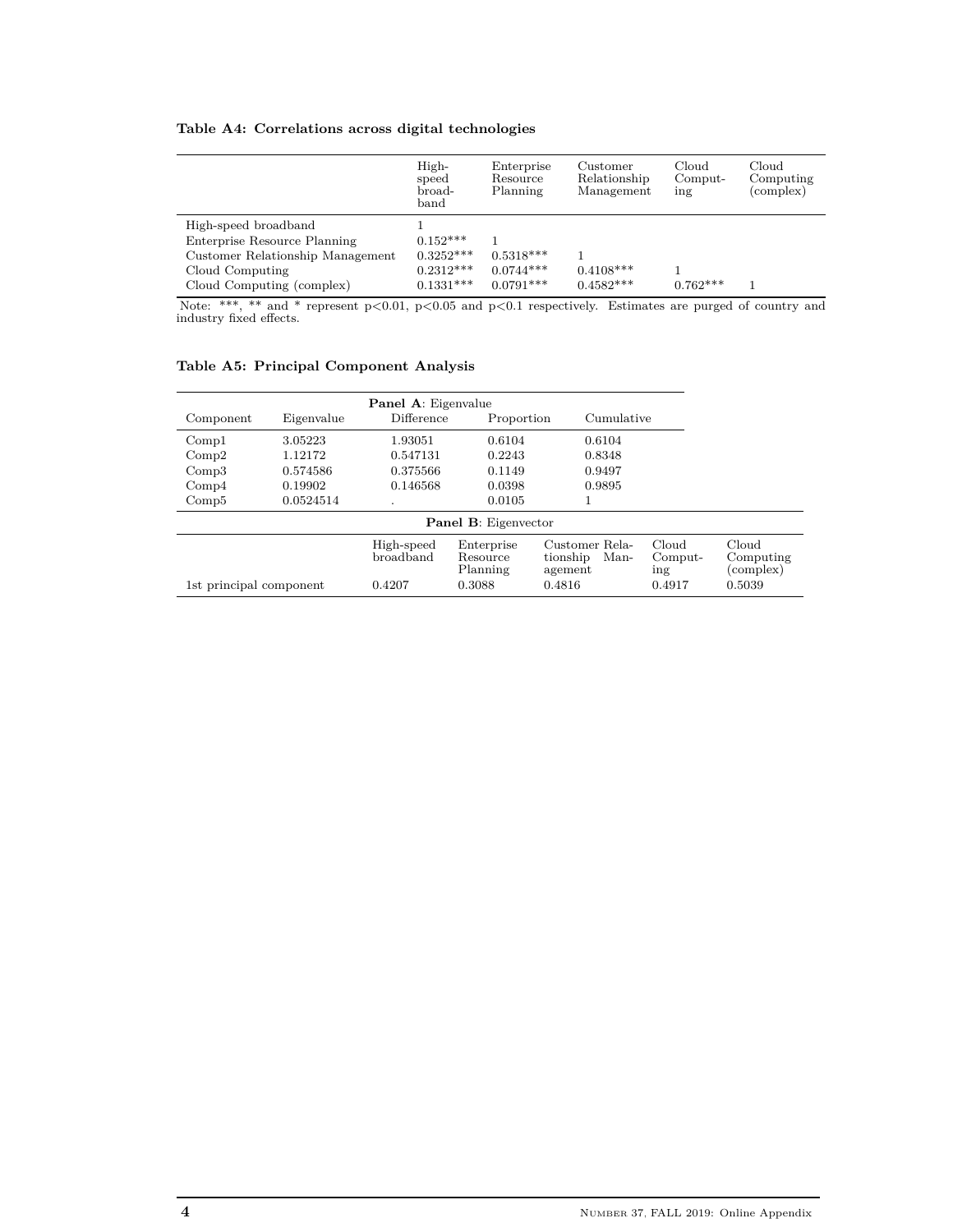**Table A4: Correlations across digital technologies**

| | High-speed broadband | Enterprise Resource Planning | Customer Relationship Management | Cloud Computing | Cloud Computing (complex) |
|---|---|---|---|---|---|
| High-speed broadband | 1 | | | | |
| Enterprise Resource Planning | 0.152*** | 1 | | | |
| Customer Relationship Management | 0.3252*** | 0.5318*** | 1 | | |
| Cloud Computing | 0.2312*** | 0.0744*** | 0.4108*** | 1 | |
| Cloud Computing (complex) | 0.1331*** | 0.0791*** | 0.4582*** | 0.762*** | 1 |

Note: ***, ** and * represent $p<0.01$, $p<0.05$ and $p<0.1$ respectively. Estimates are purged of country and industry fixed effects.

**Table A5: Principal Component Analysis**

**Panel A**: Eigenvalue

| Component | Eigenvalue | Difference | Proportion | Cumulative |
|---|---|---|---|---|
| Comp1 | 3.05223 | 1.93051 | 0.6104 | 0.6104 |
| Comp2 | 1.12172 | 0.547131 | 0.2243 | 0.8348 |
| Comp3 | 0.574586 | 0.375566 | 0.1149 | 0.9497 |
| Comp4 | 0.19902 | 0.146568 | 0.0398 | 0.9895 |
| Comp5 | 0.0524514 | . | 0.0105 | 1 |

**Panel B**: Eigenvector

| | High-speed broadband | Enterprise Resource Planning | Customer Relationship Management | Cloud Computing | Cloud Computing (complex) |
|---|---|---|---|---|---|
| 1st principal component | 0.4207 | 0.3088 | 0.4816 | 0.4917 | 0.5039 |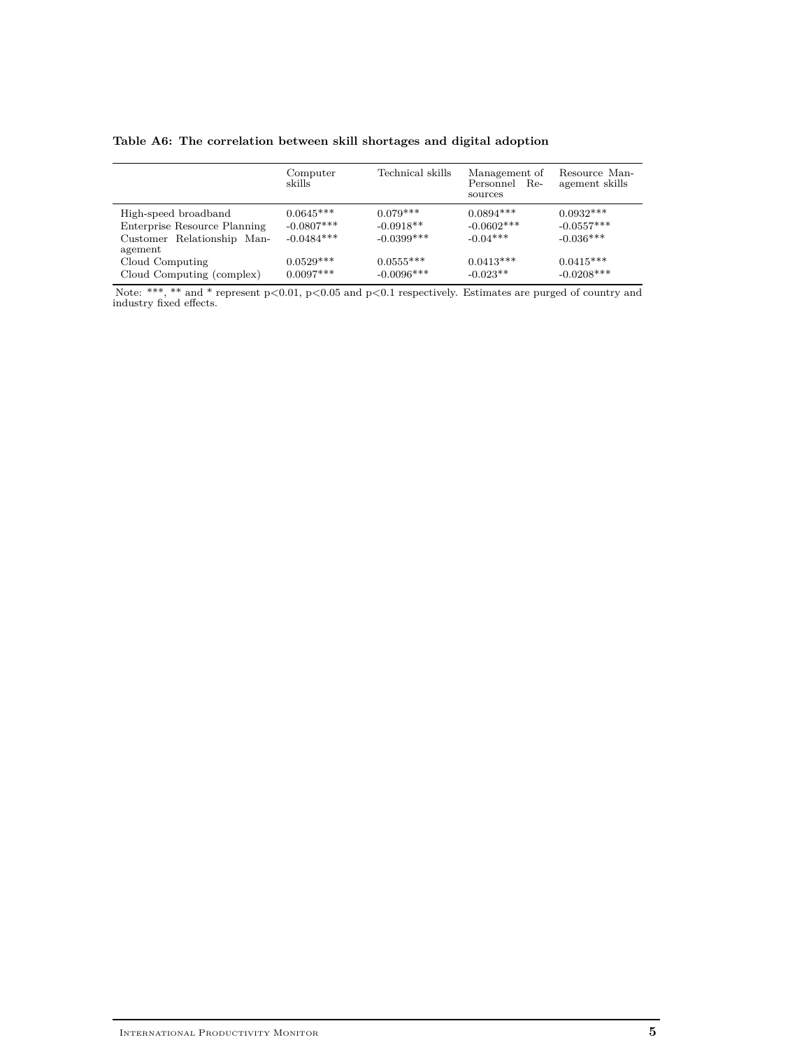**Table A6: The correlation between skill shortages and digital adoption**

| | Computer skills | Technical skills | Management of Personnel Resources | Resource Management skills |
|---|---|---|---|---|
| High-speed broadband | 0.0645*** | 0.079*** | 0.0894*** | 0.0932*** |
| Enterprise Resource Planning | -0.0807*** | -0.0918** | -0.0602*** | -0.0557*** |
| Customer Relationship Management | -0.0484*** | -0.0399*** | -0.04*** | -0.036*** |
| Cloud Computing | 0.0529*** | 0.0555*** | 0.0413*** | 0.0415*** |
| Cloud Computing (complex) | 0.0097*** | -0.0096*** | -0.023** | -0.0208*** |

Note: ***, ** and * represent $p<0.01$, $p<0.05$ and $p<0.1$ respectively. Estimates are purged of country and industry fixed effects.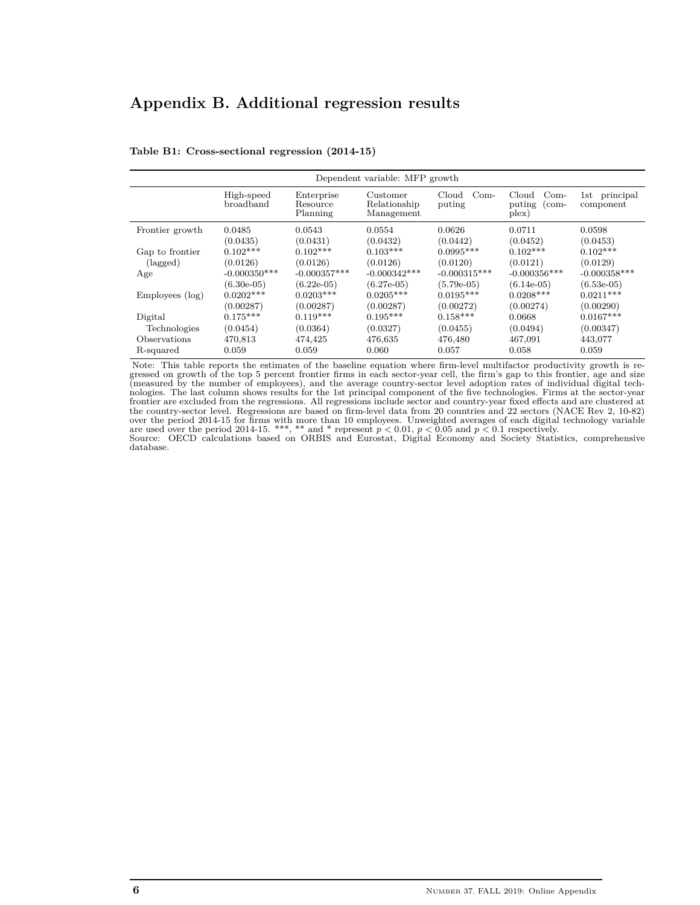# Appendix B. Additional regression results

**Table B1: Cross-sectional regression (2014-15)**

| | Dependent variable: MFP growth | | | | | |
|---|---|---|---|---|---|---|
| | High-speed broadband | Enterprise Resource Planning | Customer Relationship Management | Cloud Computing | Cloud Computing (complex) | 1st principal component |
| Frontier growth | 0.0485 | 0.0543 | 0.0554 | 0.0626 | 0.0711 | 0.0598 |
| | (0.0435) | (0.0431) | (0.0432) | (0.0442) | (0.0452) | (0.0453) |
| Gap to frontier (lagged) | 0.102*** | 0.102*** | 0.103*** | 0.0995*** | 0.102*** | 0.102*** |
| | (0.0126) | (0.0126) | (0.0126) | (0.0120) | (0.0121) | (0.0129) |
| Age | -0.000350*** | -0.000357*** | -0.000342*** | -0.000315*** | -0.000356*** | -0.000358*** |
| | (6.30e-05) | (6.22e-05) | (6.27e-05) | (5.79e-05) | (6.14e-05) | (6.53e-05) |
| Employees (log) | 0.0202*** | 0.0203*** | 0.0205*** | 0.0195*** | 0.0208*** | 0.0211*** |
| | (0.00287) | (0.00287) | (0.00287) | (0.00272) | (0.00274) | (0.00290) |
| Digital Technologies | 0.175*** | 0.119*** | 0.195*** | 0.158*** | 0.0668 | 0.0167*** |
| | (0.0454) | (0.0364) | (0.0327) | (0.0455) | (0.0494) | (0.00347) |
| Observations | 470,813 | 474,425 | 476,635 | 476,480 | 467,091 | 443,077 |
| R-squared | 0.059 | 0.059 | 0.060 | 0.057 | 0.058 | 0.059 |

Note: This table reports the estimates of the baseline equation where firm-level multifactor productivity growth is regressed on growth of the top 5 percent frontier firms in each sector-year cell, the firm's gap to this frontier, age and size (measured by the number of employees), and the average country-sector level adoption rates of individual digital technologies. The last column shows results for the 1st principal component of the five technologies. Firms at the sector-year frontier are excluded from the regressions. All regressions include sector and country-year fixed effects and are clustered at the country-sector level. Regressions are based on firm-level data from 20 countries and 22 sectors (NACE Rev 2, 10-82) over the period 2014-15 for firms with more than 10 employees. Unweighted averages of each digital technology variable are used over the period 2014-15. ***, ** and * represent $p < 0.01$, $p < 0.05$ and $p < 0.1$ respectively.
Source: OECD calculations based on ORBIS and Eurostat, Digital Economy and Society Statistics, comprehensive database.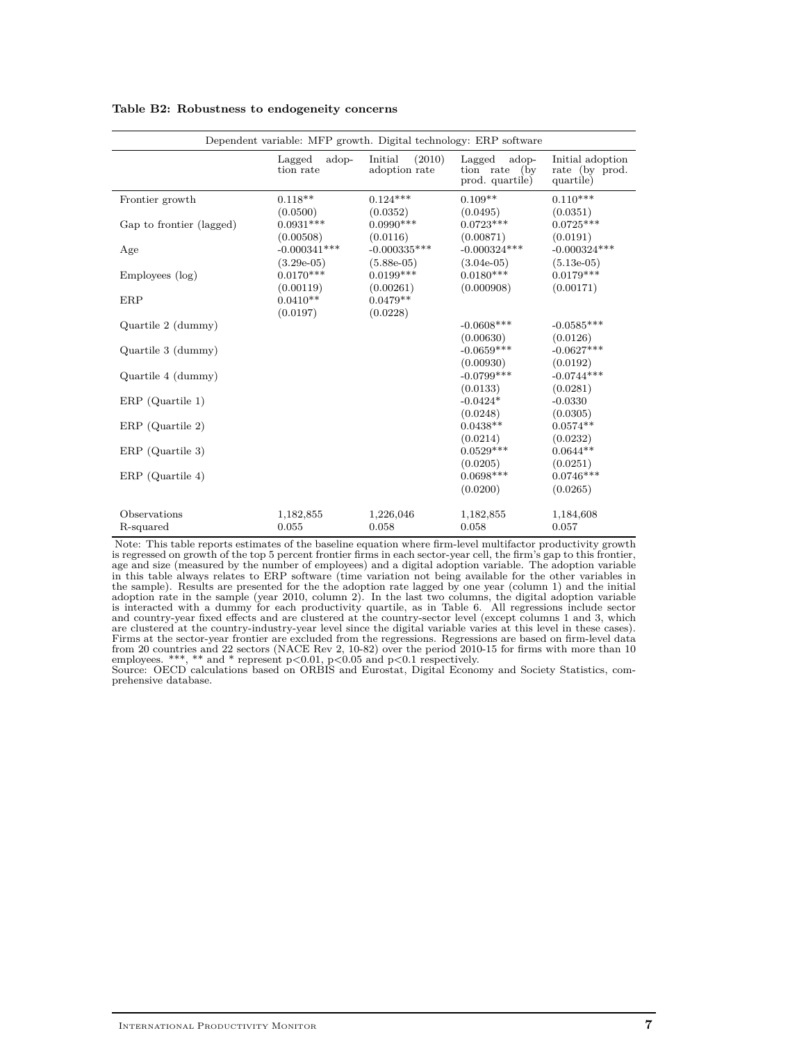**Table B2: Robustness to endogeneity concerns**

| Dependent variable: MFP growth. Digital technology: ERP software | | | | |
|---|---|---|---|---|
| | Lagged adoption rate | Initial (2010) adoption rate | Lagged adoption rate (by prod. quartile) | Initial adoption rate (by prod. quartile) |
| Frontier growth | 0.118** | 0.124*** | 0.109** | 0.110*** |
| | (0.0500) | (0.0352) | (0.0495) | (0.0351) |
| Gap to frontier (lagged) | 0.0931*** | 0.0990*** | 0.0723*** | 0.0725*** |
| | (0.00508) | (0.0116) | (0.00871) | (0.0191) |
| Age | -0.000341*** | -0.000335*** | -0.000324*** | -0.000324*** |
| | (3.29e-05) | (5.88e-05) | (3.04e-05) | (5.13e-05) |
| Employees (log) | 0.0170*** | 0.0199*** | 0.0180*** | 0.0179*** |
| | (0.00119) | (0.00261) | (0.000908) | (0.00171) |
| ERP | 0.0410** | 0.0479** | | |
| | (0.0197) | (0.0228) | | |
| Quartile 2 (dummy) | | | -0.0608*** | -0.0585*** |
| | | | (0.00630) | (0.0126) |
| Quartile 3 (dummy) | | | -0.0659*** | -0.0627*** |
| | | | (0.00930) | (0.0192) |
| Quartile 4 (dummy) | | | -0.0799*** | -0.0744*** |
| | | | (0.0133) | (0.0281) |
| ERP (Quartile 1) | | | -0.0424* | -0.0330 |
| | | | (0.0248) | (0.0305) |
| ERP (Quartile 2) | | | 0.0438** | 0.0574** |
| | | | (0.0214) | (0.0232) |
| ERP (Quartile 3) | | | 0.0529*** | 0.0644** |
| | | | (0.0205) | (0.0251) |
| ERP (Quartile 4) | | | 0.0698*** | 0.0746*** |
| | | | (0.0200) | (0.0265) |
| Observations | 1,182,855 | 1,226,046 | 1,182,855 | 1,184,608 |
| R-squared | 0.055 | 0.058 | 0.058 | 0.057 |

Note: This table reports estimates of the baseline equation where firm-level multifactor productivity growth is regressed on growth of the top 5 percent frontier firms in each sector-year cell, the firm's gap to this frontier, age and size (measured by the number of employees) and a digital adoption variable. The adoption variable in this table always relates to ERP software (time variation not being available for the other variables in the sample). Results are presented for the the adoption rate lagged by one year (column 1) and the initial adoption rate in the sample (year 2010, column 2). In the last two columns, the digital adoption variable is interacted with a dummy for each productivity quartile, as in Table 6. All regressions include sector and country-year fixed effects and are clustered at the country-sector level (except columns 1 and 3, which are clustered at the country-industry-year level since the digital variable varies at this level in these cases). Firms at the sector-year frontier are excluded from the regressions. Regressions are based on firm-level data from 20 countries and 22 sectors (NACE Rev 2, 10-82) over the period 2010-15 for firms with more than 10 employees. ***, ** and * represent p<0.01, p<0.05 and p<0.1 respectively.
Source: OECD calculations based on ORBIS and Eurostat, Digital Economy and Society Statistics, comprehensive database.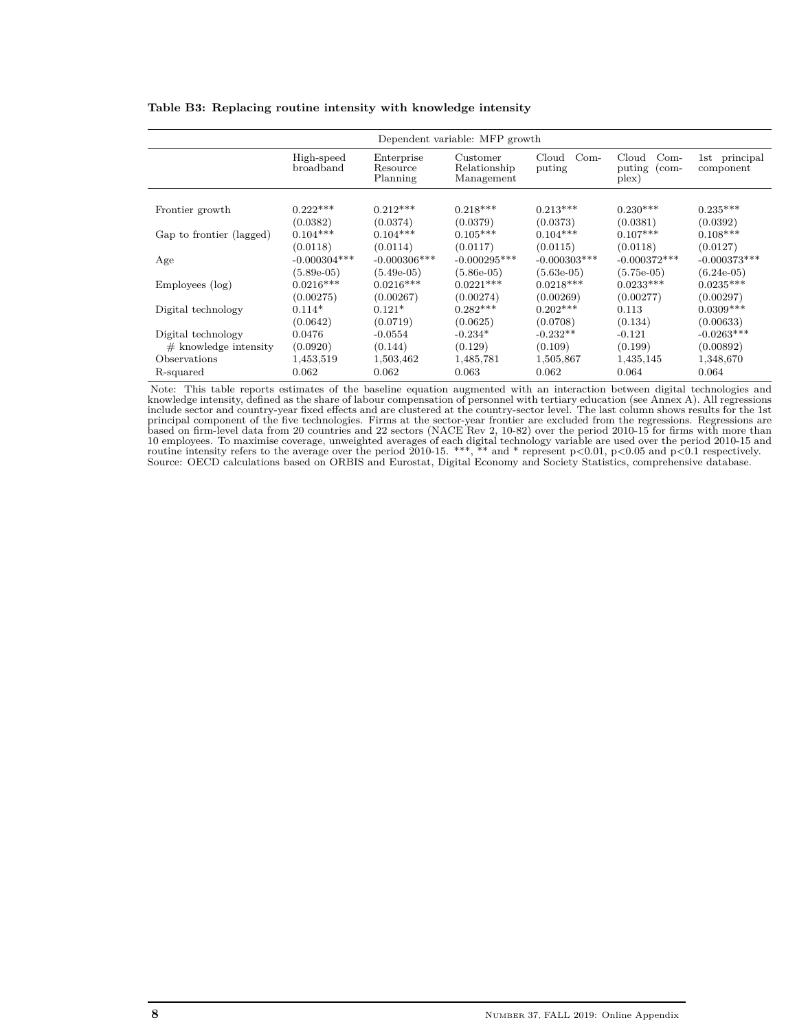**Table B3: Replacing routine intensity with knowledge intensity**

| | Dependent variable: MFP growth | | | | | |
|---|---|---|---|---|---|---|
| | High-speed broadband | Enterprise Resource Planning | Customer Relationship Management | Cloud Computing | Cloud Computing (complex) | 1st principal component |
| Frontier growth | 0.222*** | 0.212*** | 0.218*** | 0.213*** | 0.230*** | 0.235*** |
| | (0.0382) | (0.0374) | (0.0379) | (0.0373) | (0.0381) | (0.0392) |
| Gap to frontier (lagged) | 0.104*** | 0.104*** | 0.105*** | 0.104*** | 0.107*** | 0.108*** |
| | (0.0118) | (0.0114) | (0.0117) | (0.0115) | (0.0118) | (0.0127) |
| Age | -0.000304*** | -0.000306*** | -0.000295*** | -0.000303*** | -0.000372*** | -0.000373*** |
| | (5.89e-05) | (5.49e-05) | (5.86e-05) | (5.63e-05) | (5.75e-05) | (6.24e-05) |
| Employees (log) | 0.0216*** | 0.0216*** | 0.0221*** | 0.0218*** | 0.0233*** | 0.0235*** |
| | (0.00275) | (0.00267) | (0.00274) | (0.00269) | (0.00277) | (0.00297) |
| Digital technology | 0.114* | 0.121* | 0.282*** | 0.202*** | 0.113 | 0.0309*** |
| | (0.0642) | (0.0719) | (0.0625) | (0.0708) | (0.134) | (0.00633) |
| Digital technology # knowledge intensity | 0.0476 | -0.0554 | -0.234* | -0.232** | -0.121 | -0.0263*** |
| | (0.0920) | (0.144) | (0.129) | (0.109) | (0.199) | (0.00892) |
| Observations | 1,453,519 | 1,503,462 | 1,485,781 | 1,505,867 | 1,435,145 | 1,348,670 |
| R-squared | 0.062 | 0.062 | 0.063 | 0.062 | 0.064 | 0.064 |

Note: This table reports estimates of the baseline equation augmented with an interaction between digital technologies and knowledge intensity, defined as the share of labour compensation of personnel with tertiary education (see Annex A). All regressions include sector and country-year fixed effects and are clustered at the country-sector level. The last column shows results for the 1st principal component of the five technologies. Firms at the sector-year frontier are excluded from the regressions. Regressions are based on firm-level data from 20 countries and 22 sectors (NACE Rev 2, 10-82) over the period 2010-15 for firms with more than 10 employees. To maximise coverage, unweighted averages of each digital technology variable are used over the period 2010-15 and routine intensity refers to the average over the period 2010-15. ***, ** and * represent $p<0.01$, $p<0.05$ and $p<0.1$ respectively.
Source: OECD calculations based on ORBIS and Eurostat, Digital Economy and Society Statistics, comprehensive database.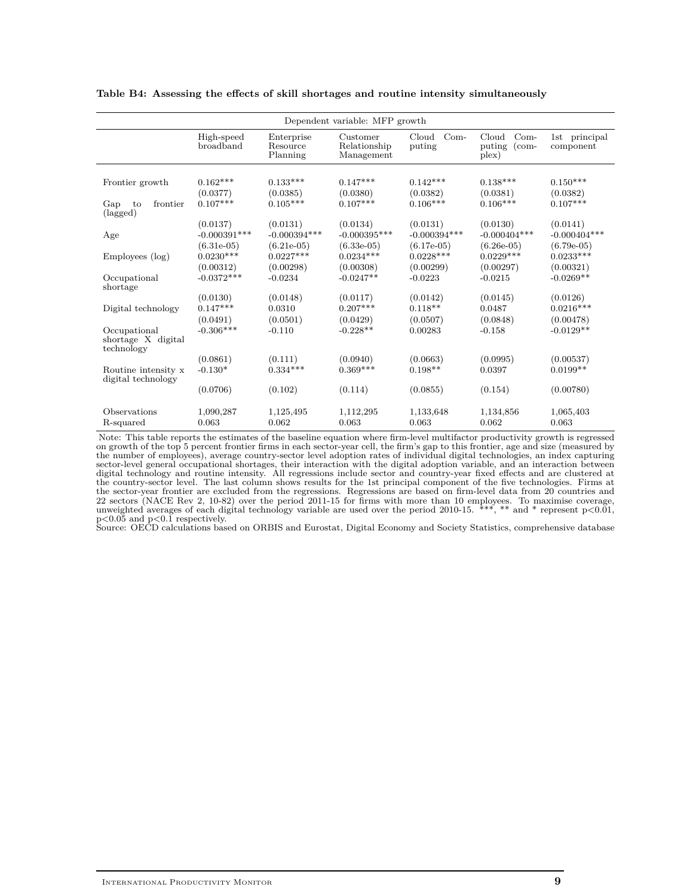**Table B4: Assessing the effects of skill shortages and routine intensity simultaneously**

| Dependent variable: MFP growth | | | | | | |
|---|---|---|---|---|---|---|
| | High-speed broadband | Enterprise Resource Planning | Customer Relationship Management | Cloud Computing | Cloud Computing (complex) | 1st principal component |
| Frontier growth | 0.162*** | 0.133*** | 0.147*** | 0.142*** | 0.138*** | 0.150*** |
| | (0.0377) | (0.0385) | (0.0380) | (0.0382) | (0.0381) | (0.0382) |
| Gap to frontier (lagged) | 0.107*** | 0.105*** | 0.107*** | 0.106*** | 0.106*** | 0.107*** |
| | (0.0137) | (0.0131) | (0.0134) | (0.0131) | (0.0130) | (0.0141) |
| Age | -0.000391*** | -0.000394*** | -0.000395*** | -0.000394*** | -0.000404*** | -0.000404*** |
| | (6.31e-05) | (6.21e-05) | (6.33e-05) | (6.17e-05) | (6.26e-05) | (6.79e-05) |
| Employees (log) | 0.0230*** | 0.0227*** | 0.0234*** | 0.0228*** | 0.0229*** | 0.0233*** |
| | (0.00312) | (0.00298) | (0.00308) | (0.00299) | (0.00297) | (0.00321) |
| Occupational shortage | -0.0372*** | -0.0234 | -0.0247** | -0.0223 | -0.0215 | -0.0269** |
| | (0.0130) | (0.0148) | (0.0117) | (0.0142) | (0.0145) | (0.0126) |
| Digital technology | 0.147*** | 0.0310 | 0.207*** | 0.118** | 0.0487 | 0.0216*** |
| | (0.0491) | (0.0501) | (0.0429) | (0.0507) | (0.0848) | (0.00478) |
| Occupational shortage X digital technology | -0.306*** | -0.110 | -0.228** | 0.00283 | -0.158 | -0.0129** |
| | (0.0861) | (0.111) | (0.0940) | (0.0663) | (0.0995) | (0.00537) |
| Routine intensity x digital technology | -0.130* | 0.334*** | 0.369*** | 0.198** | 0.0397 | 0.0199** |
| | (0.0706) | (0.102) | (0.114) | (0.0855) | (0.154) | (0.00780) |
| Observations | 1,090,287 | 1,125,495 | 1,112,295 | 1,133,648 | 1,134,856 | 1,065,403 |
| R-squared | 0.063 | 0.062 | 0.063 | 0.063 | 0.062 | 0.063 |

Note: This table reports the estimates of the baseline equation where firm-level multifactor productivity growth is regressed on growth of the top 5 percent frontier firms in each sector-year cell, the firm's gap to this frontier, age and size (measured by the number of employees), average country-sector level adoption rates of individual digital technologies, an index capturing sector-level general occupational shortages, their interaction with the digital adoption variable, and an interaction between digital technology and routine intensity. All regressions include sector and country-year fixed effects and are clustered at the country-sector level. The last column shows results for the 1st principal component of the five technologies. Firms at the sector-year frontier are excluded from the regressions. Regressions are based on firm-level data from 20 countries and 22 sectors (NACE Rev 2, 10-82) over the period 2011-15 for firms with more than 10 employees. To maximise coverage, unweighted averages of each digital technology variable are used over the period 2010-15. ***, ** and * represent $p<0.01$, $p<0.05$ and $p<0.1$ respectively.

Source: OECD calculations based on ORBIS and Eurostat, Digital Economy and Society Statistics, comprehensive database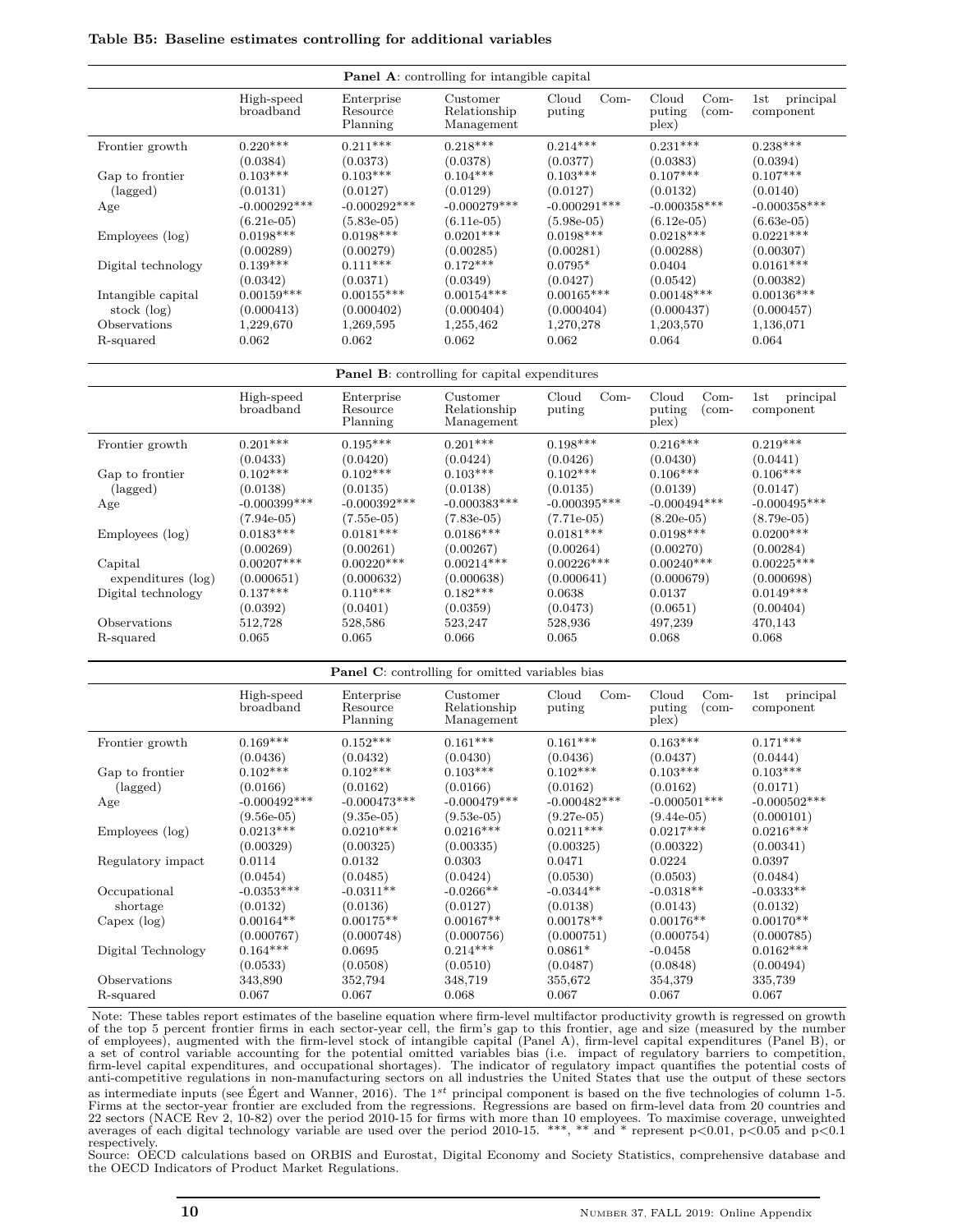**Table B5: Baseline estimates controlling for additional variables**

**Panel A**: controlling for intangible capital

| | High-speed broadband | Enterprise Resource Planning | Customer Relationship Management | Cloud Computing | Cloud Computing (complex) | 1st principal component |
|---|---|---|---|---|---|---|
| Frontier growth | 0.220*** | 0.211*** | 0.218*** | 0.214*** | 0.231*** | 0.238*** |
| | (0.0384) | (0.0373) | (0.0378) | (0.0377) | (0.0383) | (0.0394) |
| Gap to frontier (lagged) | 0.103*** | 0.103*** | 0.104*** | 0.103*** | 0.107*** | 0.107*** |
| | (0.0131) | (0.0127) | (0.0129) | (0.0127) | (0.0132) | (0.0140) |
| Age | -0.000292*** | -0.000292*** | -0.000279*** | -0.000291*** | -0.000358*** | -0.000358*** |
| | (6.21e-05) | (5.83e-05) | (6.11e-05) | (5.98e-05) | (6.12e-05) | (6.63e-05) |
| Employees (log) | 0.0198*** | 0.0198*** | 0.0201*** | 0.0198*** | 0.0218*** | 0.0221*** |
| | (0.00289) | (0.00279) | (0.00285) | (0.00281) | (0.00288) | (0.00307) |
| Digital technology | 0.139*** | 0.111*** | 0.172*** | 0.0795* | 0.0404 | 0.0161*** |
| | (0.0342) | (0.0371) | (0.0349) | (0.0427) | (0.0542) | (0.00382) |
| Intangible capital stock (log) | 0.00159*** | 0.00155*** | 0.00154*** | 0.00165*** | 0.00148*** | 0.00136*** |
| | (0.000413) | (0.000402) | (0.000404) | (0.000404) | (0.000437) | (0.000457) |
| Observations | 1,229,670 | 1,269,595 | 1,255,462 | 1,270,278 | 1,203,570 | 1,136,071 |
| R-squared | 0.062 | 0.062 | 0.062 | 0.062 | 0.064 | 0.064 |

**Panel B**: controlling for capital expenditures

| | High-speed broadband | Enterprise Resource Planning | Customer Relationship Management | Cloud Computing | Cloud Computing (complex) | 1st principal component |
|---|---|---|---|---|---|---|
| Frontier growth | 0.201*** | 0.195*** | 0.201*** | 0.198*** | 0.216*** | 0.219*** |
| | (0.0433) | (0.0420) | (0.0424) | (0.0426) | (0.0430) | (0.0441) |
| Gap to frontier (lagged) | 0.102*** | 0.102*** | 0.103*** | 0.102*** | 0.106*** | 0.106*** |
| | (0.0138) | (0.0135) | (0.0138) | (0.0135) | (0.0139) | (0.0147) |
| Age | -0.000399*** | -0.000392*** | -0.000383*** | -0.000395*** | -0.000494*** | -0.000495*** |
| | (7.94e-05) | (7.55e-05) | (7.83e-05) | (7.71e-05) | (8.20e-05) | (8.79e-05) |
| Employees (log) | 0.0183*** | 0.0181*** | 0.0186*** | 0.0181*** | 0.0198*** | 0.0200*** |
| | (0.00269) | (0.00261) | (0.00267) | (0.00264) | (0.00270) | (0.00284) |
| Capital expenditures (log) | 0.00207*** | 0.00220*** | 0.00214*** | 0.00226*** | 0.00240*** | 0.00225*** |
| | (0.000651) | (0.000632) | (0.000638) | (0.000641) | (0.000679) | (0.000698) |
| Digital technology | 0.137*** | 0.110*** | 0.182*** | 0.0638 | 0.0137 | 0.0149*** |
| | (0.0392) | (0.0401) | (0.0359) | (0.0473) | (0.0651) | (0.00404) |
| Observations | 512,728 | 528,586 | 523,247 | 528,936 | 497,239 | 470,143 |
| R-squared | 0.065 | 0.065 | 0.066 | 0.065 | 0.068 | 0.068 |

**Panel C**: controlling for omitted variables bias

| | High-speed broadband | Enterprise Resource Planning | Customer Relationship Management | Cloud Computing | Cloud Computing (complex) | 1st principal component |
|---|---|---|---|---|---|---|
| Frontier growth | 0.169*** | 0.152*** | 0.161*** | 0.161*** | 0.163*** | 0.171*** |
| | (0.0436) | (0.0432) | (0.0430) | (0.0436) | (0.0437) | (0.0444) |
| Gap to frontier (lagged) | 0.102*** | 0.102*** | 0.103*** | 0.102*** | 0.103*** | 0.103*** |
| | (0.0166) | (0.0162) | (0.0166) | (0.0162) | (0.0162) | (0.0171) |
| Age | -0.000492*** | -0.000473*** | -0.000479*** | -0.000482*** | -0.000501*** | -0.000502*** |
| | (9.56e-05) | (9.35e-05) | (9.53e-05) | (9.27e-05) | (9.44e-05) | (0.000101) |
| Employees (log) | 0.0213*** | 0.0210*** | 0.0216*** | 0.0211*** | 0.0217*** | 0.0216*** |
| | (0.00329) | (0.00325) | (0.00335) | (0.00325) | (0.00322) | (0.00341) |
| Regulatory impact | 0.0114 | 0.0132 | 0.0303 | 0.0471 | 0.0224 | 0.0397 |
| | (0.0454) | (0.0485) | (0.0424) | (0.0530) | (0.0503) | (0.0484) |
| Occupational shortage | -0.0353*** | -0.0311** | -0.0266** | -0.0344** | -0.0318** | -0.0333** |
| | (0.0132) | (0.0136) | (0.0127) | (0.0138) | (0.0143) | (0.0132) |
| Capex (log) | 0.00164** | 0.00175** | 0.00167** | 0.00178** | 0.00176** | 0.00170** |
| | (0.000767) | (0.000748) | (0.000756) | (0.000751) | (0.000754) | (0.000785) |
| Digital Technology | 0.164*** | 0.0695 | 0.214*** | 0.0861* | -0.0458 | 0.0162*** |
| | (0.0533) | (0.0508) | (0.0510) | (0.0487) | (0.0848) | (0.00494) |
| Observations | 343,890 | 352,794 | 348,719 | 355,672 | 354,379 | 335,739 |
| R-squared | 0.067 | 0.067 | 0.068 | 0.067 | 0.067 | 0.067 |

Note: These tables report estimates of the baseline equation where firm-level multifactor productivity growth is regressed on growth of the top 5 percent frontier firms in each sector-year cell, the firm's gap to this frontier, age and size (measured by the number of employees), augmented with the firm-level stock of intangible capital (Panel A), firm-level capital expenditures (Panel B), or a set of control variable accounting for the potential omitted variables bias (i.e. impact of regulatory barriers to competition, firm-level capital expenditures, and occupational shortages). The indicator of regulatory impact quantifies the potential costs of anti-competitive regulations in non-manufacturing sectors on all industries the United States that use the output of these sectors as intermediate inputs (see Égert and Wanner, 2016). The 1$^{st}$ principal component is based on the five technologies of column 1-5. Firms at the sector-year frontier are excluded from the regressions. Regressions are based on firm-level data from 20 countries and 22 sectors (NACE Rev 2, 10-82) over the period 2010-15 for firms with more than 10 employees. To maximise coverage, unweighted averages of each digital technology variable are used over the period 2010-15. ***, ** and * represent p<0.01, p<0.05 and p<0.1 respectively.
Source: OECD calculations based on ORBIS and Eurostat, Digital Economy and Society Statistics, comprehensive database and the OECD Indicators of Product Market Regulations.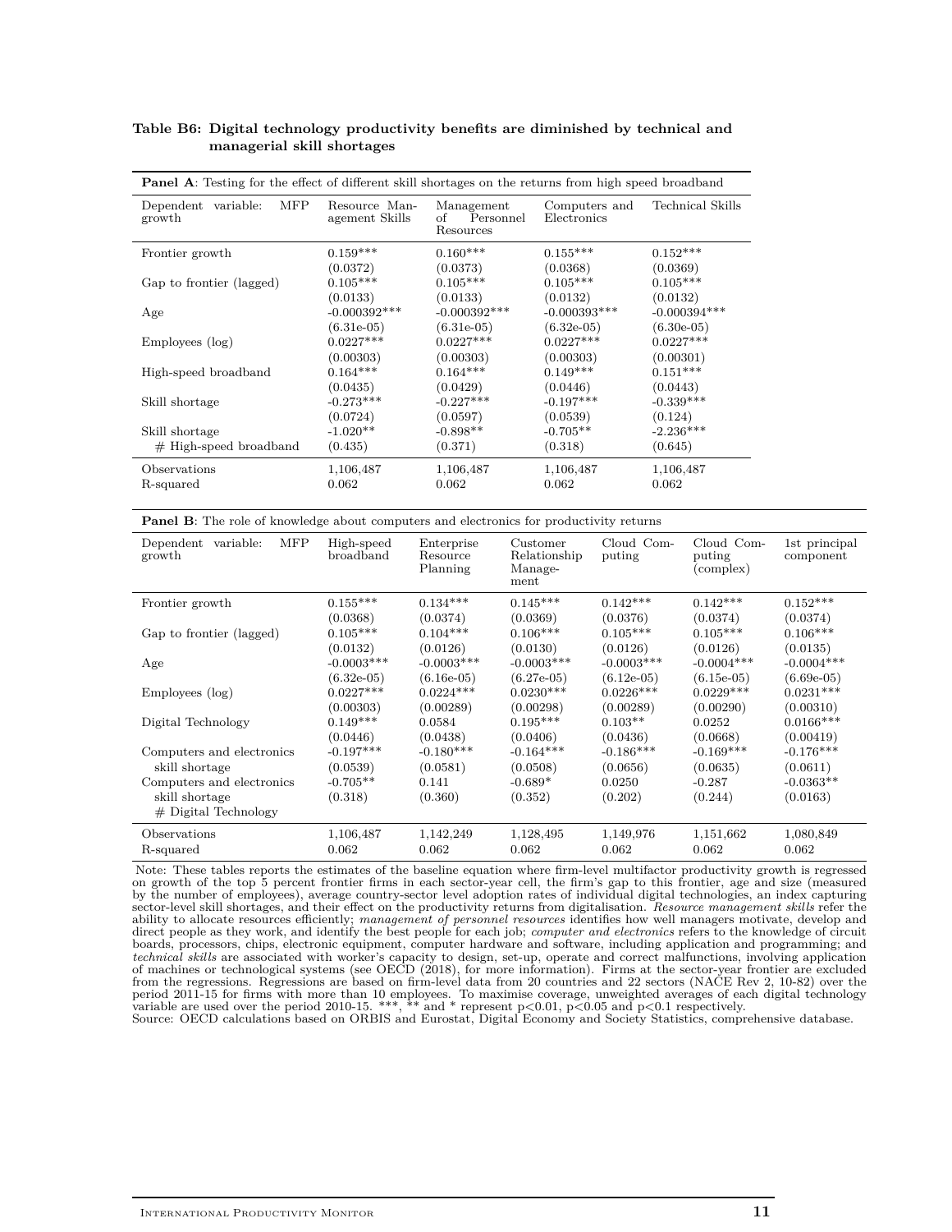**Table B6: Digital technology productivity benefits are diminished by technical and managerial skill shortages**

**Panel A**: Testing for the effect of different skill shortages on the returns from high speed broadband

| Dependent variable: MFP growth | Resource Management Skills | Management of Personnel Resources | Computers and Electronics | Technical Skills |
|---|---|---|---|---|
| Frontier growth | 0.159*** | 0.160*** | 0.155*** | 0.152*** |
| | (0.0372) | (0.0373) | (0.0368) | (0.0369) |
| Gap to frontier (lagged) | 0.105*** | 0.105*** | 0.105*** | 0.105*** |
| | (0.0133) | (0.0133) | (0.0132) | (0.0132) |
| Age | -0.000392*** | -0.000392*** | -0.000393*** | -0.000394*** |
| | (6.31e-05) | (6.31e-05) | (6.32e-05) | (6.30e-05) |
| Employees (log) | 0.0227*** | 0.0227*** | 0.0227*** | 0.0227*** |
| | (0.00303) | (0.00303) | (0.00303) | (0.00301) |
| High-speed broadband | 0.164*** | 0.164*** | 0.149*** | 0.151*** |
| | (0.0435) | (0.0429) | (0.0446) | (0.0443) |
| Skill shortage | -0.273*** | -0.227*** | -0.197*** | -0.339*** |
| | (0.0724) | (0.0597) | (0.0539) | (0.124) |
| Skill shortage # High-speed broadband | -1.020** | -0.898** | -0.705** | -2.236*** |
| | (0.435) | (0.371) | (0.318) | (0.645) |
| Observations | 1,106,487 | 1,106,487 | 1,106,487 | 1,106,487 |
| R-squared | 0.062 | 0.062 | 0.062 | 0.062 |

**Panel B**: The role of knowledge about computers and electronics for productivity returns

| Dependent variable: MFP growth | High-speed broadband | Enterprise Resource Planning | Customer Relationship Management | Cloud Computing | Cloud Computing (complex) | 1st principal component |
|---|---|---|---|---|---|---|
| Frontier growth | 0.155*** | 0.134*** | 0.145*** | 0.142*** | 0.142*** | 0.152*** |
| | (0.0368) | (0.0374) | (0.0369) | (0.0376) | (0.0374) | (0.0374) |
| Gap to frontier (lagged) | 0.105*** | 0.104*** | 0.106*** | 0.105*** | 0.105*** | 0.106*** |
| | (0.0132) | (0.0126) | (0.0130) | (0.0126) | (0.0126) | (0.0135) |
| Age | -0.0003*** | -0.0003*** | -0.0003*** | -0.0003*** | -0.0004*** | -0.0004*** |
| | (6.32e-05) | (6.16e-05) | (6.27e-05) | (6.12e-05) | (6.15e-05) | (6.69e-05) |
| Employees (log) | 0.0227*** | 0.0224*** | 0.0230*** | 0.0226*** | 0.0229*** | 0.0231*** |
| | (0.00303) | (0.00289) | (0.00298) | (0.00289) | (0.00290) | (0.00310) |
| Digital Technology | 0.149*** | 0.0584 | 0.195*** | 0.103** | 0.0252 | 0.0166*** |
| | (0.0446) | (0.0438) | (0.0406) | (0.0436) | (0.0668) | (0.00419) |
| Computers and electronics skill shortage | -0.197*** | -0.180*** | -0.164*** | -0.186*** | -0.169*** | -0.176*** |
| | (0.0539) | (0.0581) | (0.0508) | (0.0656) | (0.0635) | (0.0611) |
| Computers and electronics skill shortage # Digital Technology | -0.705** | 0.141 | -0.689* | 0.0250 | -0.287 | -0.0363** |
| | (0.318) | (0.360) | (0.352) | (0.202) | (0.244) | (0.0163) |
| Observations | 1,106,487 | 1,142,249 | 1,128,495 | 1,149,976 | 1,151,662 | 1,080,849 |
| R-squared | 0.062 | 0.062 | 0.062 | 0.062 | 0.062 | 0.062 |

Note: These tables reports the estimates of the baseline equation where firm-level multifactor productivity growth is regressed on growth of the top 5 percent frontier firms in each sector-year cell, the firm's gap to this frontier, age and size (measured by the number of employees), average country-sector level adoption rates of individual digital technologies, an index capturing sector-level skill shortages, and their effect on the productivity returns from digitalisation. *Resource management skills* refer the ability to allocate resources efficiently; *management of personnel resources* identifies how well managers motivate, develop and direct people as they work, and identify the best people for each job; *computer and electronics* refers to the knowledge of circuit boards, processors, chips, electronic equipment, computer hardware and software, including application and programming; and *technical skills* are associated with worker's capacity to design, set-up, operate and correct malfunctions, involving application of machines or technological systems (see OECD (2018), for more information). Firms at the sector-year frontier are excluded from the regressions. Regressions are based on firm-level data from 20 countries and 22 sectors (NACE Rev 2, 10-82) over the period 2011-15 for firms with more than 10 employees. To maximise coverage, unweighted averages of each digital technology variable are used over the period 2010-15. ***, ** and * represent $p<0.01$, $p<0.05$ and $p<0.1$ respectively.
Source: OECD calculations based on ORBIS and Eurostat, Digital Economy and Society Statistics, comprehensive database.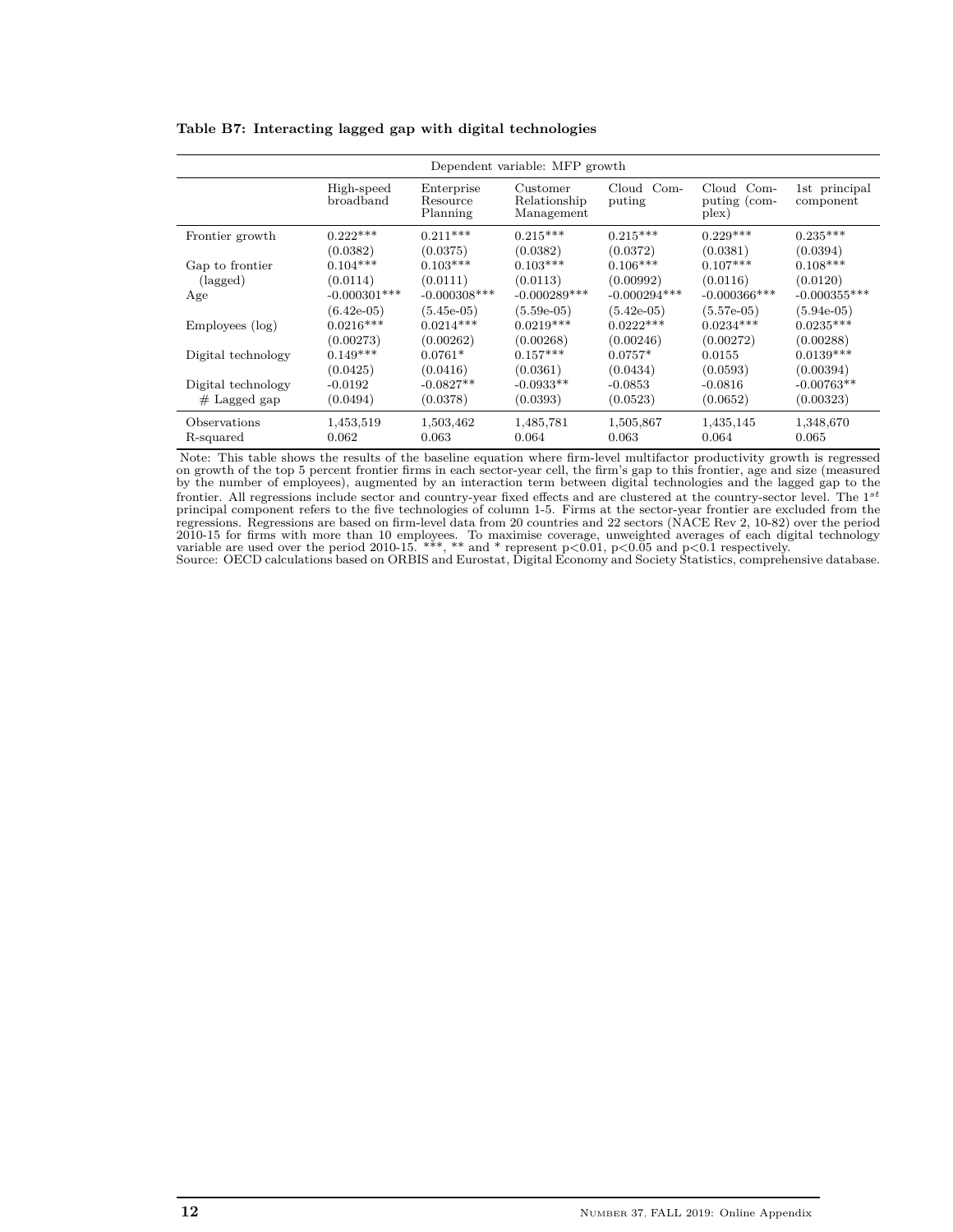**Table B7: Interacting lagged gap with digital technologies**

| | Dependent variable: MFP growth | | | | | |
|---|---|---|---|---|---|---|
| | High-speed broadband | Enterprise Resource Planning | Customer Relationship Management | Cloud Computing | Cloud Computing (complex) | 1st principal component |
| Frontier growth | 0.222*** | 0.211*** | 0.215*** | 0.215*** | 0.229*** | 0.235*** |
| | (0.0382) | (0.0375) | (0.0382) | (0.0372) | (0.0381) | (0.0394) |
| Gap to frontier (lagged) | 0.104*** | 0.103*** | 0.103*** | 0.106*** | 0.107*** | 0.108*** |
| | (0.0114) | (0.0111) | (0.0113) | (0.00992) | (0.0116) | (0.0120) |
| Age | -0.000301*** | -0.000308*** | -0.000289*** | -0.000294*** | -0.000366*** | -0.000355*** |
| | (6.42e-05) | (5.45e-05) | (5.59e-05) | (5.42e-05) | (5.57e-05) | (5.94e-05) |
| Employees (log) | 0.0216*** | 0.0214*** | 0.0219*** | 0.0222*** | 0.0234*** | 0.0235*** |
| | (0.00273) | (0.00262) | (0.00268) | (0.00246) | (0.00272) | (0.00288) |
| Digital technology | 0.149*** | 0.0761* | 0.157*** | 0.0757* | 0.0155 | 0.0139*** |
| | (0.0425) | (0.0416) | (0.0361) | (0.0434) | (0.0593) | (0.00394) |
| Digital technology # Lagged gap | -0.0192 | -0.0827** | -0.0933** | -0.0853 | -0.0816 | -0.00763** |
| | (0.0494) | (0.0378) | (0.0393) | (0.0523) | (0.0652) | (0.00323) |
| Observations | 1,453,519 | 1,503,462 | 1,485,781 | 1,505,867 | 1,435,145 | 1,348,670 |
| R-squared | 0.062 | 0.063 | 0.064 | 0.063 | 0.064 | 0.065 |

Note: This table shows the results of the baseline equation where firm-level multifactor productivity growth is regressed on growth of the top 5 percent frontier firms in each sector-year cell, the firm's gap to this frontier, age and size (measured by the number of employees), augmented by an interaction term between digital technologies and the lagged gap to the frontier. All regressions include sector and country-year fixed effects and are clustered at the country-sector level. The 1$^{st}$ principal component refers to the five technologies of column 1-5. Firms at the sector-year frontier are excluded from the regressions. Regressions are based on firm-level data from 20 countries and 22 sectors (NACE Rev 2, 10-82) over the period 2010-15 for firms with more than 10 employees. To maximise coverage, unweighted averages of each digital technology variable are used over the period 2010-15. ***, ** and * represent p<0.01, p<0.05 and p<0.1 respectively.
Source: OECD calculations based on ORBIS and Eurostat, Digital Economy and Society Statistics, comprehensive database.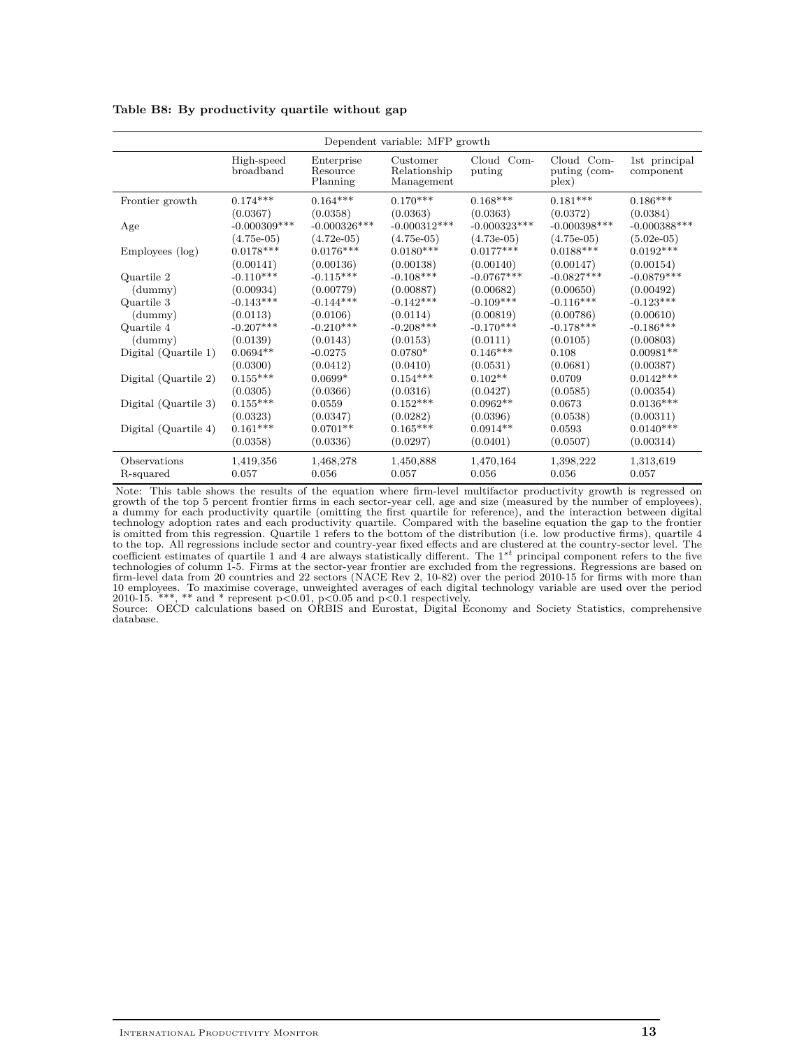**Table B8: By productivity quartile without gap**

| | Dependent variable: MFP growth | | | | | |
|---|---|---|---|---|---|---|
| | High-speed broadband | Enterprise Resource Planning | Customer Relationship Management | Cloud Computing | Cloud Computing (complex) | 1st principal component |
| Frontier growth | 0.174*** | 0.164*** | 0.170*** | 0.168*** | 0.181*** | 0.186*** |
| | (0.0367) | (0.0358) | (0.0363) | (0.0363) | (0.0372) | (0.0384) |
| Age | -0.000309*** | -0.000326*** | -0.000312*** | -0.000323*** | -0.000398*** | -0.000388*** |
| | (4.75e-05) | (4.72e-05) | (4.75e-05) | (4.73e-05) | (4.75e-05) | (5.02e-05) |
| Employees (log) | 0.0178*** | 0.0176*** | 0.0180*** | 0.0177*** | 0.0188*** | 0.0192*** |
| | (0.00141) | (0.00136) | (0.00138) | (0.00140) | (0.00147) | (0.00154) |
| Quartile 2 (dummy) | -0.110*** | -0.115*** | -0.108*** | -0.0767*** | -0.0827*** | -0.0879*** |
| | (0.00934) | (0.00779) | (0.00887) | (0.00682) | (0.00650) | (0.00492) |
| Quartile 3 (dummy) | -0.143*** | -0.144*** | -0.142*** | -0.109*** | -0.116*** | -0.123*** |
| | (0.0113) | (0.0106) | (0.0114) | (0.00819) | (0.00786) | (0.00610) |
| Quartile 4 (dummy) | -0.207*** | -0.210*** | -0.208*** | -0.170*** | -0.178*** | -0.186*** |
| | (0.0139) | (0.0143) | (0.0153) | (0.0111) | (0.0105) | (0.00803) |
| Digital (Quartile 1) | 0.0694** | -0.0275 | 0.0780* | 0.146*** | 0.108 | 0.00981** |
| | (0.0300) | (0.0412) | (0.0410) | (0.0531) | (0.0681) | (0.00387) |
| Digital (Quartile 2) | 0.155*** | 0.0699* | 0.154*** | 0.102** | 0.0709 | 0.0142*** |
| | (0.0305) | (0.0366) | (0.0316) | (0.0427) | (0.0585) | (0.00354) |
| Digital (Quartile 3) | 0.155*** | 0.0559 | 0.152*** | 0.0962** | 0.0673 | 0.0136*** |
| | (0.0323) | (0.0347) | (0.0282) | (0.0396) | (0.0538) | (0.00311) |
| Digital (Quartile 4) | 0.161*** | 0.0701** | 0.165*** | 0.0914** | 0.0593 | 0.0140*** |
| | (0.0358) | (0.0336) | (0.0297) | (0.0401) | (0.0507) | (0.00314) |
| Observations | 1,419,356 | 1,468,278 | 1,450,888 | 1,470,164 | 1,398,222 | 1,313,619 |
| R-squared | 0.057 | 0.056 | 0.057 | 0.056 | 0.056 | 0.057 |

Note: This table shows the results of the equation where firm-level multifactor productivity growth is regressed on growth of the top 5 percent frontier firms in each sector-year cell, age and size (measured by the number of employees), a dummy for each productivity quartile (omitting the first quartile for reference), and the interaction between digital technology adoption rates and each productivity quartile. Compared with the baseline equation the gap to the frontier is omitted from this regression. Quartile 1 refers to the bottom of the distribution (i.e. low productive firms), quartile 4 to the top. All regressions include sector and country-year fixed effects and are clustered at the country-sector level. The coefficient estimates of quartile 1 and 4 are always statistically different. The $1^{st}$ principal component refers to the five technologies of column 1-5. Firms at the sector-year frontier are excluded from the regressions. Regressions are based on firm-level data from 20 countries and 22 sectors (NACE Rev 2, 10-82) over the period 2010-15 for firms with more than 10 employees. To maximise coverage, unweighted averages of each digital technology variable are used over the period 2010-15. ***, ** and * represent $p<0.01$, $p<0.05$ and $p<0.1$ respectively.

Source: OECD calculations based on ORBIS and Eurostat, Digital Economy and Society Statistics, comprehensive database.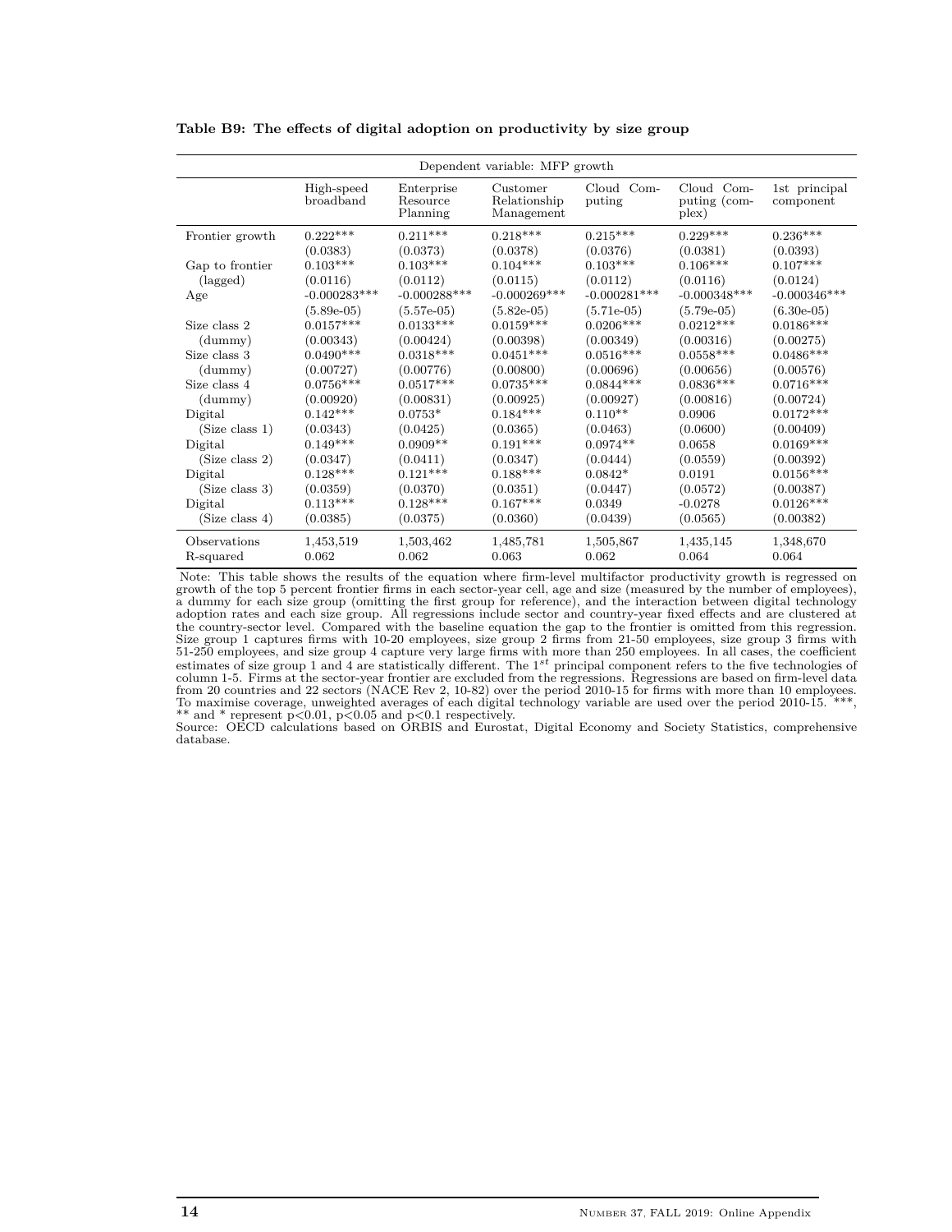**Table B9: The effects of digital adoption on productivity by size group**

| Dependent variable: MFP growth | | | | | | |
|---|---|---|---|---|---|---|
| | High-speed broadband | Enterprise Resource Planning | Customer Relationship Management | Cloud Computing | Cloud Computing (complex) | 1st principal component |
| Frontier growth | 0.222*** | 0.211*** | 0.218*** | 0.215*** | 0.229*** | 0.236*** |
| | (0.0383) | (0.0373) | (0.0378) | (0.0376) | (0.0381) | (0.0393) |
| Gap to frontier | 0.103*** | 0.103*** | 0.104*** | 0.103*** | 0.106*** | 0.107*** |
| (lagged) | (0.0116) | (0.0112) | (0.0115) | (0.0112) | (0.0116) | (0.0124) |
| Age | -0.000283*** | -0.000288*** | -0.000269*** | -0.000281*** | -0.000348*** | -0.000346*** |
| | (5.89e-05) | (5.57e-05) | (5.82e-05) | (5.71e-05) | (5.79e-05) | (6.30e-05) |
| Size class 2 | 0.0157*** | 0.0133*** | 0.0159*** | 0.0206*** | 0.0212*** | 0.0186*** |
| (dummy) | (0.00343) | (0.00424) | (0.00398) | (0.00349) | (0.00316) | (0.00275) |
| Size class 3 | 0.0490*** | 0.0318*** | 0.0451*** | 0.0516*** | 0.0558*** | 0.0486*** |
| (dummy) | (0.00727) | (0.00776) | (0.00800) | (0.00696) | (0.00656) | (0.00576) |
| Size class 4 | 0.0756*** | 0.0517*** | 0.0735*** | 0.0844*** | 0.0836*** | 0.0716*** |
| (dummy) | (0.00920) | (0.00831) | (0.00925) | (0.00927) | (0.00816) | (0.00724) |
| Digital | 0.142*** | 0.0753* | 0.184*** | 0.110** | 0.0906 | 0.0172*** |
| (Size class 1) | (0.0343) | (0.0425) | (0.0365) | (0.0463) | (0.0600) | (0.00409) |
| Digital | 0.149*** | 0.0909** | 0.191*** | 0.0974** | 0.0658 | 0.0169*** |
| (Size class 2) | (0.0347) | (0.0411) | (0.0347) | (0.0444) | (0.0559) | (0.00392) |
| Digital | 0.128*** | 0.121*** | 0.188*** | 0.0842* | 0.0191 | 0.0156*** |
| (Size class 3) | (0.0359) | (0.0370) | (0.0351) | (0.0447) | (0.0572) | (0.00387) |
| Digital | 0.113*** | 0.128*** | 0.167*** | 0.0349 | -0.0278 | 0.0126*** |
| (Size class 4) | (0.0385) | (0.0375) | (0.0360) | (0.0439) | (0.0565) | (0.00382) |
| Observations | 1,453,519 | 1,503,462 | 1,485,781 | 1,505,867 | 1,435,145 | 1,348,670 |
| R-squared | 0.062 | 0.062 | 0.063 | 0.062 | 0.064 | 0.064 |

Note: This table shows the results of the equation where firm-level multifactor productivity growth is regressed on growth of the top 5 percent frontier firms in each sector-year cell, age and size (measured by the number of employees), a dummy for each size group (omitting the first group for reference), and the interaction between digital technology adoption rates and each size group. All regressions include sector and country-year fixed effects and are clustered at the country-sector level. Compared with the baseline equation the gap to the frontier is omitted from this regression. Size group 1 captures firms with 10-20 employees, size group 2 firms from 21-50 employees, size group 3 firms with 51-250 employees, and size group 4 capture very large firms with more than 250 employees. In all cases, the coefficient estimates of size group 1 and 4 are statistically different. The $1^{st}$ principal component refers to the five technologies of column 1-5. Firms at the sector-year frontier are excluded from the regressions. Regressions are based on firm-level data from 20 countries and 22 sectors (NACE Rev 2, 10-82) over the period 2010-15 for firms with more than 10 employees. To maximise coverage, unweighted averages of each digital technology variable are used over the period 2010-15. ***, ** and * represent $p<0.01$, $p<0.05$ and $p<0.1$ respectively.

Source: OECD calculations based on ORBIS and Eurostat, Digital Economy and Society Statistics, comprehensive database.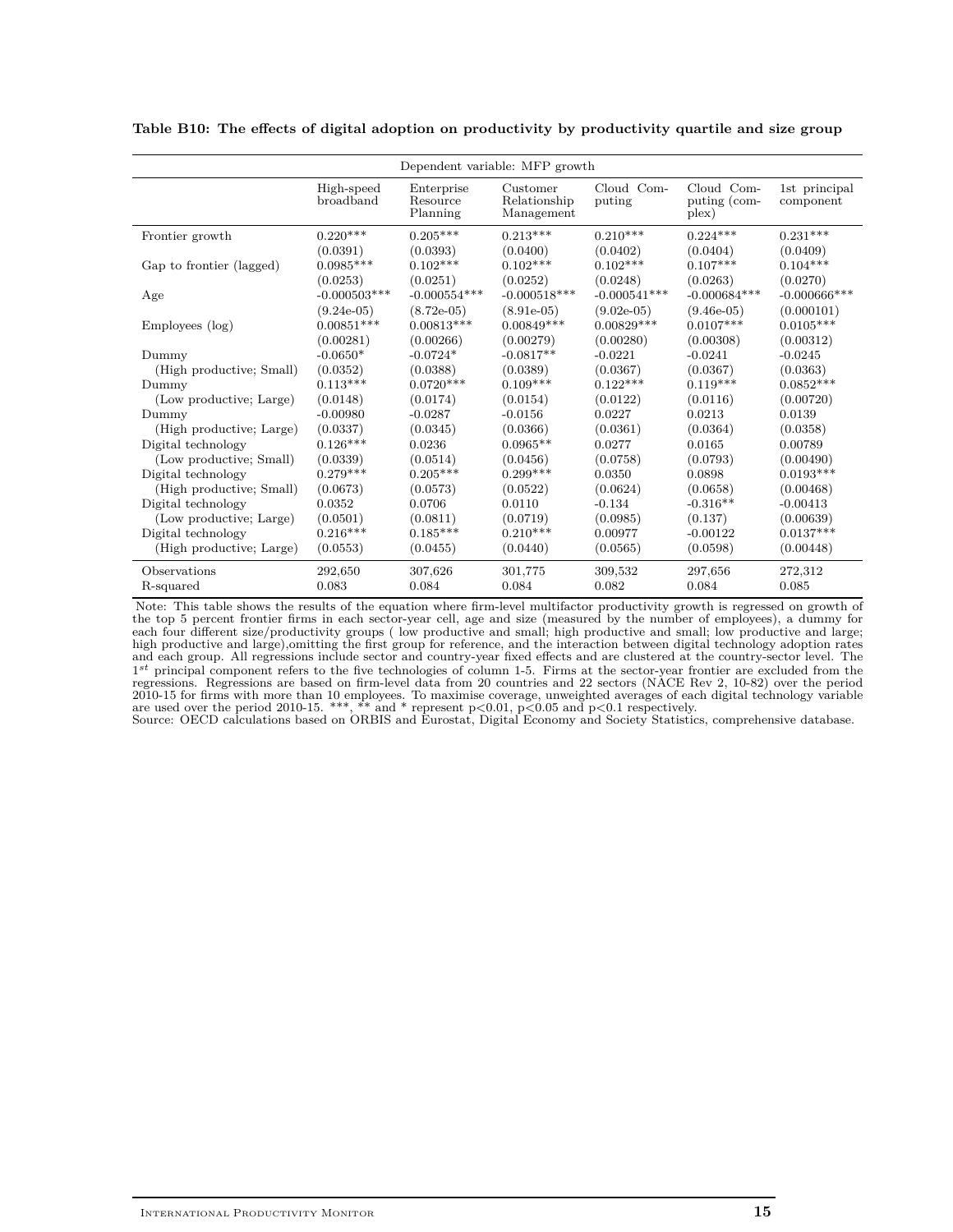**Table B10: The effects of digital adoption on productivity by productivity quartile and size group**

| Dependent variable: MFP growth | | | | | | |
|---|---|---|---|---|---|---|
| | High-speed broadband | Enterprise Resource Planning | Customer Relationship Management | Cloud Computing | Cloud Computing (complex) | 1st principal component |
| Frontier growth | 0.220*** | 0.205*** | 0.213*** | 0.210*** | 0.224*** | 0.231*** |
| | (0.0391) | (0.0393) | (0.0400) | (0.0402) | (0.0404) | (0.0409) |
| Gap to frontier (lagged) | 0.0985*** | 0.102*** | 0.102*** | 0.102*** | 0.107*** | 0.104*** |
| | (0.0253) | (0.0251) | (0.0252) | (0.0248) | (0.0263) | (0.0270) |
| Age | -0.000503*** | -0.000554*** | -0.000518*** | -0.000541*** | -0.000684*** | -0.000666*** |
| | (9.24e-05) | (8.72e-05) | (8.91e-05) | (9.02e-05) | (9.46e-05) | (0.000101) |
| Employees (log) | 0.00851*** | 0.00813*** | 0.00849*** | 0.00829*** | 0.0107*** | 0.0105*** |
| | (0.00281) | (0.00266) | (0.00279) | (0.00280) | (0.00308) | (0.00312) |
| Dummy (High productive; Small) | -0.0650* | -0.0724* | -0.0817** | -0.0221 | -0.0241 | -0.0245 |
| | (0.0352) | (0.0388) | (0.0389) | (0.0367) | (0.0367) | (0.0363) |
| Dummy (Low productive; Large) | 0.113*** | 0.0720*** | 0.109*** | 0.122*** | 0.119*** | 0.0852*** |
| | (0.0148) | (0.0174) | (0.0154) | (0.0122) | (0.0116) | (0.00720) |
| Dummy (High productive; Large) | -0.00980 | -0.0287 | -0.0156 | 0.0227 | 0.0213 | 0.0139 |
| | (0.0337) | (0.0345) | (0.0366) | (0.0361) | (0.0364) | (0.0358) |
| Digital technology (Low productive; Small) | 0.126*** | 0.0236 | 0.0965** | 0.0277 | 0.0165 | 0.00789 |
| | (0.0339) | (0.0514) | (0.0456) | (0.0758) | (0.0793) | (0.00490) |
| Digital technology (High productive; Small) | 0.279*** | 0.205*** | 0.299*** | 0.0350 | 0.0898 | 0.0193*** |
| | (0.0673) | (0.0573) | (0.0522) | (0.0624) | (0.0658) | (0.00468) |
| Digital technology (Low productive; Large) | 0.0352 | 0.0706 | 0.0110 | -0.134 | -0.316** | -0.00413 |
| | (0.0501) | (0.0811) | (0.0719) | (0.0985) | (0.137) | (0.00639) |
| Digital technology (High productive; Large) | 0.216*** | 0.185*** | 0.210*** | 0.00977 | -0.00122 | 0.0137*** |
| | (0.0553) | (0.0455) | (0.0440) | (0.0565) | (0.0598) | (0.00448) |
| Observations | 292,650 | 307,626 | 301,775 | 309,532 | 297,656 | 272,312 |
| R-squared | 0.083 | 0.084 | 0.084 | 0.082 | 0.084 | 0.085 |

Note: This table shows the results of the equation where firm-level multifactor productivity growth is regressed on growth of the top 5 percent frontier firms in each sector-year cell, age and size (measured by the number of employees), a dummy for each four different size/productivity groups ( low productive and small; high productive and small; low productive and large; high productive and large),omitting the first group for reference, and the interaction between digital technology adoption rates and each group. All regressions include sector and country-year fixed effects and are clustered at the country-sector level. The $1^{st}$ principal component refers to the five technologies of column 1-5. Firms at the sector-year frontier are excluded from the regressions. Regressions are based on firm-level data from 20 countries and 22 sectors (NACE Rev 2, 10-82) over the period 2010-15 for firms with more than 10 employees. To maximise coverage, unweighted averages of each digital technology variable are used over the period 2010-15. ***, ** and * represent $p<0.01$, $p<0.05$ and $p<0.1$ respectively.

Source: OECD calculations based on ORBIS and Eurostat, Digital Economy and Society Statistics, comprehensive database.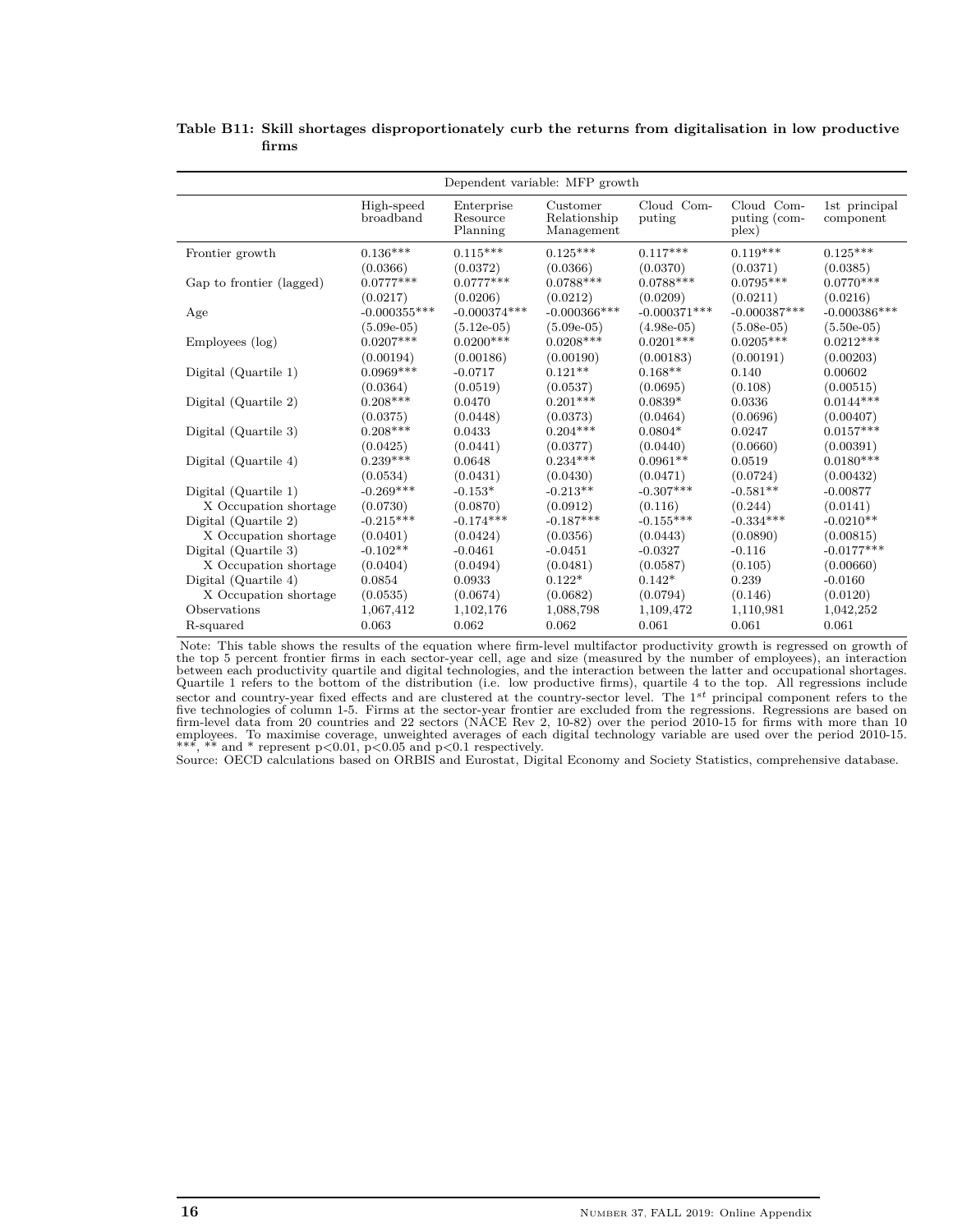**Table B11: Skill shortages disproportionately curb the returns from digitalisation in low productive firms**

| Dependent variable: MFP growth | | | | | | |
|---|---|---|---|---|---|---|
| | High-speed broadband | Enterprise Resource Planning | Customer Relationship Management | Cloud Computing | Cloud Computing (complex) | 1st principal component |
| Frontier growth | 0.136*** | 0.115*** | 0.125*** | 0.117*** | 0.119*** | 0.125*** |
| | (0.0366) | (0.0372) | (0.0366) | (0.0370) | (0.0371) | (0.0385) |
| Gap to frontier (lagged) | 0.0777*** | 0.0777*** | 0.0788*** | 0.0788*** | 0.0795*** | 0.0770*** |
| | (0.0217) | (0.0206) | (0.0212) | (0.0209) | (0.0211) | (0.0216) |
| Age | -0.000355*** | -0.000374*** | -0.000366*** | -0.000371*** | -0.000387*** | -0.000386*** |
| | (5.09e-05) | (5.12e-05) | (5.09e-05) | (4.98e-05) | (5.08e-05) | (5.50e-05) |
| Employees (log) | 0.0207*** | 0.0200*** | 0.0208*** | 0.0201*** | 0.0205*** | 0.0212*** |
| | (0.00194) | (0.00186) | (0.00190) | (0.00183) | (0.00191) | (0.00203) |
| Digital (Quartile 1) | 0.0969*** | -0.0717 | 0.121** | 0.168** | 0.140 | 0.00602 |
| | (0.0364) | (0.0519) | (0.0537) | (0.0695) | (0.108) | (0.00515) |
| Digital (Quartile 2) | 0.208*** | 0.0470 | 0.201*** | 0.0839* | 0.0336 | 0.0144*** |
| | (0.0375) | (0.0448) | (0.0373) | (0.0464) | (0.0696) | (0.00407) |
| Digital (Quartile 3) | 0.208*** | 0.0433 | 0.204*** | 0.0804* | 0.0247 | 0.0157*** |
| | (0.0425) | (0.0441) | (0.0377) | (0.0440) | (0.0660) | (0.00391) |
| Digital (Quartile 4) | 0.239*** | 0.0648 | 0.234*** | 0.0961** | 0.0519 | 0.0180*** |
| | (0.0534) | (0.0431) | (0.0430) | (0.0471) | (0.0724) | (0.00432) |
| Digital (Quartile 1) X Occupation shortage | -0.269*** | -0.153* | -0.213** | -0.307*** | -0.581** | -0.00877 |
| | (0.0730) | (0.0870) | (0.0912) | (0.116) | (0.244) | (0.0141) |
| Digital (Quartile 2) X Occupation shortage | -0.215*** | -0.174*** | -0.187*** | -0.155*** | -0.334*** | -0.0210** |
| | (0.0401) | (0.0424) | (0.0356) | (0.0443) | (0.0890) | (0.00815) |
| Digital (Quartile 3) X Occupation shortage | -0.102** | -0.0461 | -0.0451 | -0.0327 | -0.116 | -0.0177*** |
| | (0.0404) | (0.0494) | (0.0481) | (0.0587) | (0.105) | (0.00660) |
| Digital (Quartile 4) X Occupation shortage | 0.0854 | 0.0933 | 0.122* | 0.142* | 0.239 | -0.0160 |
| | (0.0535) | (0.0674) | (0.0682) | (0.0794) | (0.146) | (0.0120) |
| Observations | 1,067,412 | 1,102,176 | 1,088,798 | 1,109,472 | 1,110,981 | 1,042,252 |
| R-squared | 0.063 | 0.062 | 0.062 | 0.061 | 0.061 | 0.061 |

Note: This table shows the results of the equation where firm-level multifactor productivity growth is regressed on growth of the top 5 percent frontier firms in each sector-year cell, age and size (measured by the number of employees), an interaction between each productivity quartile and digital technologies, and the interaction between the latter and occupational shortages. Quartile 1 refers to the bottom of the distribution (i.e. low productive firms), quartile 4 to the top. All regressions include sector and country-year fixed effects and are clustered at the country-sector level. The 1$^{st}$ principal component refers to the five technologies of column 1-5. Firms at the sector-year frontier are excluded from the regressions. Regressions are based on firm-level data from 20 countries and 22 sectors (NACE Rev 2, 10-82) over the period 2010-15 for firms with more than 10 employees. To maximise coverage, unweighted averages of each digital technology variable are used over the period 2010-15. ***, ** and * represent p<0.01, p<0.05 and p<0.1 respectively.

Source: OECD calculations based on ORBIS and Eurostat, Digital Economy and Society Statistics, comprehensive database.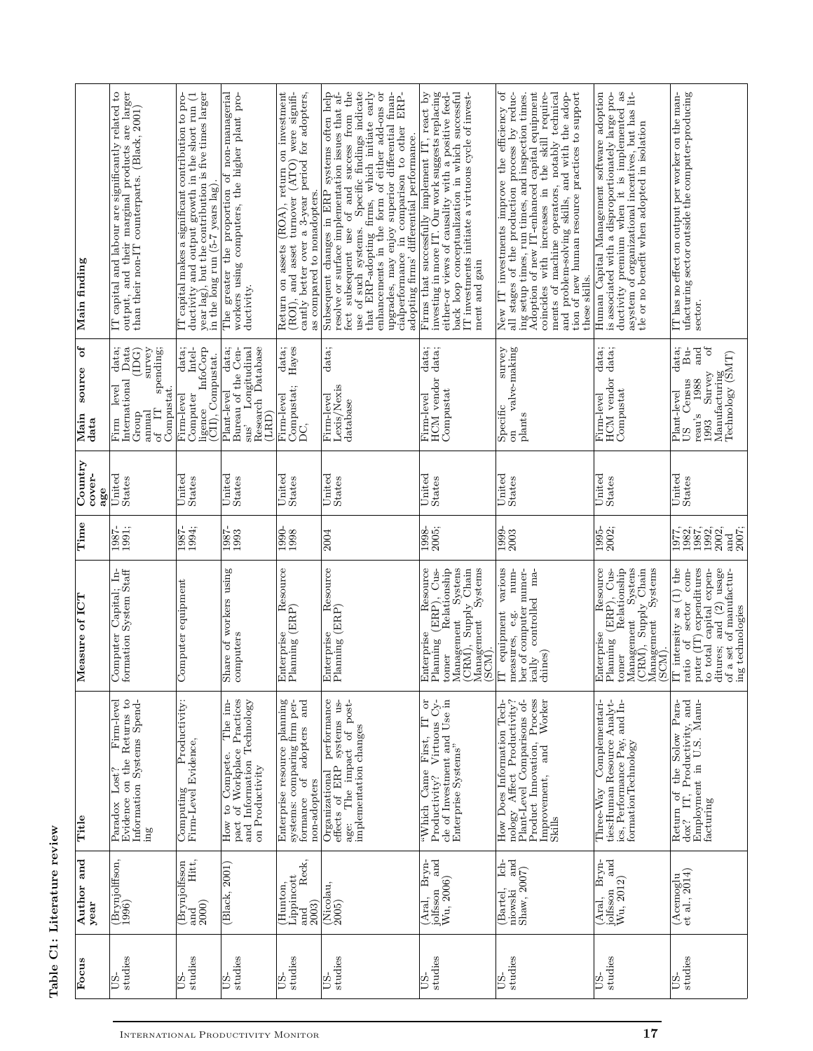**Table C1: Literature review**

| Focus | Author and year | Title | Measure of ICT | Time | Country coverage | Main source of data | Main finding |
|---|---|---|---|---|---|---|---|
| US-studies | (Brynjolfsson, 1996) | Paradox Lost? Firm-level Evidence on the Returns to Information Systems Spending | Computer Capital; Information System Staff | 1987-1991; | United States | Firm level data; International Data Group (IDG) annual survey of IT spending; Compustat. | IT capital and labour are significantly related to output, and their marginal products are larger than their non-IT counterparts. (Black, 2001) |
| US-studies | (Brynjolfsson and Hitt, 2000) | Computing Productivity: Firm-Level Evidence, | Computer equipment | 1987-1994; | United States | Firm-level data; Computer Intelligence InfoCorp (CII), Compustat. | IT capital makes a significant contribution to productivity and output growth in the short run (1 year lag), but the contribution is five times larger in the long run (5-7 years lag). |
| US-studies | (Black, 2001) | How to Compete. The impact of Workplace Practices and Information Technology on Productivity | Share of workers using computers | 1987-1993 | United States | Plant-level data; Bureau of the Census' Longitudinal Research Database (LRD) | The greater the proportion of non-managerial workers using computers, the higher plant productivity. |
| US-studies | (Hunton, Lippincott and Reck, 2003) | Enterprise resource planning systems: comparing firm performance of adopters and non-adopters | Enterprise Resource Planning (ERP) | 1990-1998 | United States | Firm-level data; Compustat; Hayes DC, | Return on assets (ROA), return on investment (ROI), and asset turnover (ATO) were significantly better over a 3-year period for adopters, as compared to nonadopters. |
| US-studies | (Nicolau, 2005) | Organizational performance effects of ERP systems usage: The impact of post-implementation changes | Enterprise Resource Planning (ERP) | 2004 | United States | Firm-level data; Lexis/Nexis database | Subsequent changes in ERP systems often help resolve or surface implementation issues that affect subsequent use of and success from the use of such systems. Specific findings indicate that ERP-adopting firms, which initiate early enhancements in the form of either add-ons or upgrades, may enjoy superior differential financialperformance in comparison to other ERP-adopting firms' differential performance. |
| US-studies | (Aral, Brynjolfsson and Wu, 2006) | "Which Came First, IT or Productivity? Virtuous Cycle of Investment and Use in Enterprise Systems" | Enterprise Resource Planning (ERP), Customer Relationship Management Systems (CRM), Supply Chain Management Systems (SCM). | 1998-2005; | United States | Firm-level data; HCM vendor data; Compustat | Firms that successfully implement IT, react by investing in more IT. Our work suggests replacing either-or views of causality with a positive feedback loop conceptualization in which successful IT investments initiate a virtuous cycle of investment and gain |
| US-studies | (Bartel, Ichniowski and Shaw, 2007) | How Does Information Technology Affect Productivity? Plant-Level Comparisons of Product Innovation, Process Improvement, and Worker Skills | IT equipment various measures, e.g. number of computer numerically controlled machines) | 1999-2003 | United States | Specific survey on valve-making plants | New IT investments improve the efficiency of all stages of the production process by reducing setup times, run times, and inspection times. Adoption of new IT-enhanced capital equipment coincides with increases in the skill requirements of machine operators, notably technical and problem-solving skills, and with the adoption of new human resource practices to support these skills. |
| US-studies | (Aral, Brynjolfsson and Wu, 2012) | Three-Way Complementarities:Human Resource Analytics, Performance Pay, and InformationTechnology | Enterprise Resource Planning (ERP), Customer Relationship Management Systems (CRM), Supply Chain Management Systems (SCM). | 1995-2002; | United States | Firm-level data; HCM vendor data; Compustat | Human Capital Management software adoption is associated with a disproportionately large productivity premium when it is implemented as asystem of organizational incentives, but has little or no benefit when adopted in isolation |
| US-studies | (Acemoglu et al., 2014) | Return of the Solow Paradox? IT, Productivity, and Employment in U.S. Manufacturing | IT intensity as (1) the ratio of sector computer (IT) expenditures to total capital expenditures; and (2) usage of a set of manufacturing technologies | 1977, 1982, 1987, 1992, 2002, and 2007; | United States | Plant-level data; US Census Bureau's 1988 and 1993 Survey of Manufacturing Technology (SMT) | IT has no effect on output per worker on the manufacturing sector outside the computer-producing sector. |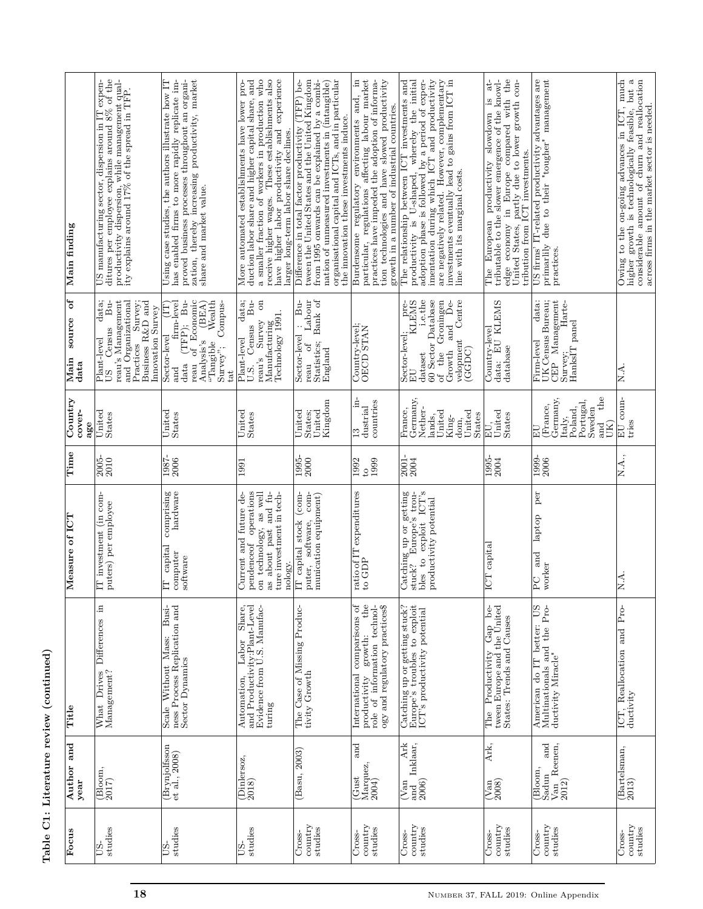**Table C1: Literature review (continued)**

| Focus | Author and year | Title | Measure of ICT | Time | Country coverage | Main source of data | Main finding |
|---|---|---|---|---|---|---|---|
| US-studies | (Bloom, 2017) | What Drives Differences in Management? | IT investment (in computers) per employee | 2005-2010 | United States | Plant-level data; US Census Bureau's Management and Organizational Practices Survey; Business R&D and Innovation Survey | US manufacturing sector, dispersion in IT expenditures per employee explains around 8% of the productivity dispersion, while management quality explains around 17% of the spread in TFP. |
| US-studies | (Brynjolfsson et al., 2008) | Scale Without Mass: Business Process Replication and Sector Dynamics | IT capital comprising computer hardware software | 1987-2006 | United States | Sector-level (IT) and firm-level data (TFP); Bureau of Economic Analysis's (BEA) "Tangible Wealth Survey"; Compustat | Using case studies, the authors illustrate how IT has enabled firms to more rapidly replicate improved business processes throughout an organization, thereby increasing productivity, market share and market value. |
| US-studies | (Dinlersoz, 2018) | Automation, Labor Share, and Productivity:Plant-Level Evidence from U.S. Manufacturing | Current and future dependenceof operations on technology, as well as about past and future investment in technology. | 1991 | United States | Plant-level data; U.S. Census Bureau's Survey on Manufacturing Technology 1991. | More automated establishments have lower production labor share and higher capital share, and a smaller fraction of workers in production who receive higher wages. These establishments also have higher labor productivity and experience larger long-term labor share declines. |
| Cross-country studies | (Basu, 2003) | The Case of Missing Productivity Growth | IT capital stock (computer, software, communication equipment) | 1995-2000 | United States; United Kingdom | Sector-level : Bureau of Labour Statistics; Bank of England | Difference in total factor productivity (TFP) between the United States and the United Kingdom from 1995 onwards can be explained by a combination of unmeasured investments in (intangible) organisational capital and ICTs, and in particular the innovation these investments induce. |
| Cross-country studies | (Gust and Marquez, 2004) | International comparisons of productivity growth: the role of information technology and regulatory practices$ | ratio of IT expenditures to GDP | 1992 to 1999 | 13 industrial countries | Country-level; OECD STAN | Burdensome regulatory environments and, in particular, regulations affecting labour market practices have impeded the adoption of information technologies and have slowed productivity growth in a number of industrial countries. |
| Cross-country studies | (Van Ark and Inklaar, 2006) | Catching up or getting stuck? Europe's troubles to exploit ICT's productivity potential | Catching up or getting stuck? Europe's troubles to exploit ICT's productivity potential | 2001-2004 | France, Germany, Netherlands, United Kingdom, United States | Sector-level; pre-EU KLEMS dataset i.e.the 60 Sector Database of the Groningen Growth and Development Centre (GGDC) | The relationship between ICT investments and productivity is U-shaped, whereby the initial adoption phase is followed by a period of experimentation during which ICT and productivity are negatively related. However, complementary investments eventually lead to gains from ICT in line with its marginal costs. |
| Cross-country studies | (Van Ark, 2008) | The Productivity Gap between Europe and the United States: Trends and Causes | ICT capital | 1995-2004 | EU, United States | Country-level data: EU KLEMS database | The European productivity slowdown is attributable to the slower emergence of the knowledge economy in Europe compared with the United States, partly due to lower growth contribution from ICT investments. |
| Cross-country studies | (Bloom, Sadun and Van Reenen, 2012) | American do IT better: US Multinationals and the Productivity Miracle" | PC and laptop per worker | 1999-2006 | EU (France, Germany, Italy, Poland, Portugal, Sweden and the UK) | Firm-level data: UK Census Bureau; CEP Management Survey; Harte-HanksIT panel | US firms' IT-related productivity advantages are primarily due to their "tougher" management practices. |
| Cross-country studies | (Bartelsman, 2013) | ICT, Reallocation and Productivity | N.A. | N.A., | EU countries | N.A. | Owing to the on-going advances in ICT, much higher growth is technologically feasible, but a considerable amount of churn and reallocation across firms in the market sector is needed. |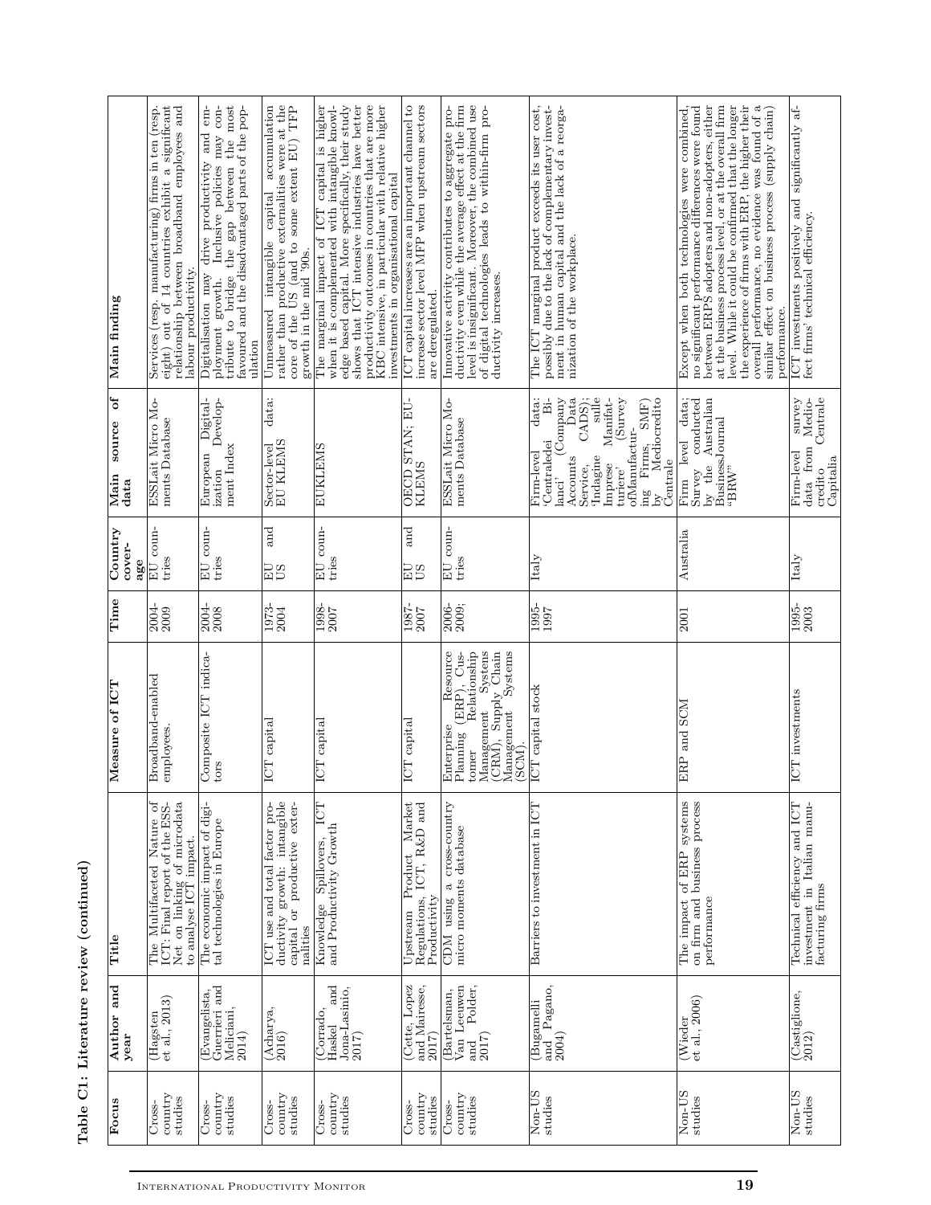**Table C1: Literature review (continued)**

| Focus | Author and year | Title | Measure of ICT | Time | Country coverage | Main source of data | Main finding |
|---|---|---|---|---|---|---|---|
| Cross-country studies | (Hagsten et al., 2013) | The Multifaceted Nature of ICT: Final report of the ESSNet on linking of microdata to analyse ICT impact. | Broadband-enabled employees. | 2004-2009 | EU countries | ESSLait Micro Moments Database | Services (resp. manufacturing) firms in ten (resp. eight) out of 14 countries exhibit a significant relationship between broadband employees and labour productivity. |
| Cross-country studies | (Evangelista, Guerrieri and Meliciani, 2014) | The economic impact of digital technologies in Europe | Composite ICT indicators | 2004-2008 | EU countries | European Digitalization Development Index | Digitalisation may drive productivity and employment growth. Inclusive policies may contribute to bridge the gap between the most favoured and the disadvantaged parts of the population |
| Cross-country studies | (Acharya, 2016) | ICT use and total factor productivity growth: intangible capital or productive externalities | ICT capital | 1973-2004 | EU and US | Sector-level data: EU KLEMS | Unmeasured intangible capital accumulation rather than productive externalities were at the core of the US (and to some extent EU) TFP growth in the mid '90s. |
| Cross-country studies | (Corrado, Haskel and Jona-Lasinio, 2017) | Knowledge Spillovers, ICT and Productivity Growth | ICT capital | 1998-2007 | EU countries | EUKLEMS | The marginal impact of ICT capital is higher when it is complemented with intangible knowledge based capital. More specifically, their study shows that ICT intensive industries have better productivity outcomes in countries that are more KBC intensive, in particular with relative higher investments in organisational capital |
| Cross-country studies | (Cette, Lopez and Mairesse, 2017) | Upstream Product Market Regulations, ICT, R&D and Productivity | ICT capital | 1987-2007 | EU and US | OECD STAN; EU-KLEMS | ICT capital increases are an important channel to increase sector level MFP when upstream sectors are deregulated. |
| Cross-country studies | (Bartelsman, Van Leeuwen and Polder, 2017) | CDM using a cross-country micro moments database | Enterprise Resource Planning (ERP), Customer Relationship Management Systems (CRM), Supply Chain Management Systems (SCM). | 2006-2009; | EU countries | ESSLait Micro Moments Database | Innovative activity contributes to aggregate productivity even while the average effect at the firm level is insignificant. Moreover, the combined use of digital technologies leads to within-firm productivity increases. |
| Non-US studies | (Bugamelli and Pagano, 2004) | Barriers to investment in ICT | ICT capital stock | 1995-1997 | Italy | Firm-level data: 'Centraledei Bilanci' (Company Accounts Data Service, CADS); 'Indagine sulle Imprese Manifatturiere' (Survey ofManufacturing Firms, SMF) by Mediocredito Centrale | The ICT marginal product exceeds its user cost, possibly due to the lack of complementary investment in human capital and the lack of a reorganization of the workplace. |
| Non-US studies | (Wieder et al., 2006) | The impact of ERP systems on firm and business process performance | ERP and SCM | 2001 | Australia | Firm level data; Survey conducted by the Australian BusinessJournal "BRW" | Except when both technologies were combined, no significant performance differences were found between ERPS adopters and non-adopters, either at the business process level, or at the overall firm level. While it could be confirmed that the longer the experience of firms with ERP, the higher their overall performance, no evidence was found of a similar effect on business process (supply chain) performance. |
| Non-US studies | (Castiglione, 2012) | Technical efficiency and ICT investment in Italian manufacturing firms | ICT investments | 1995-2003 | Italy | Firm-level survey data from Mediocredito Centrale Capitalia | ICT investments positively and significantly affect firms' technical efficiency. |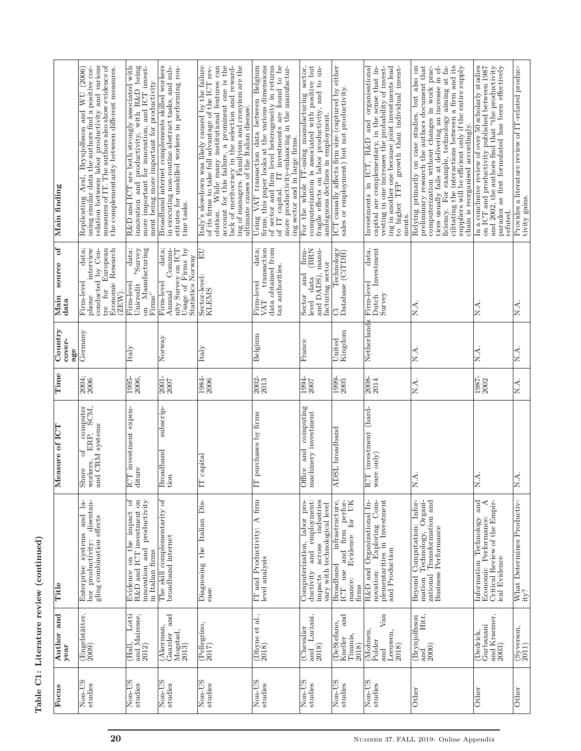**Table C1: Literature review (continued)**

| Focus | Author and year | Title | Measure of ICT | Time | Country coverage | Main source of data | Main finding |
|---|---|---|---|---|---|---|---|
| Non-US studies | (Engelstätter, 2009) | Enterprise systems and labor productivity: disentangling combination effects | Share of computer workers, ERP, SCM, and CRM systems | 2004; 2006 | Germany | Firm-level data; phone interview conducted by Centre for European Economic Research (ZEW). | Replicating Aral, Brynjolfsson and WU (2006) using similar data the authors find a positive correlation between labor productivity and various measures of IT. The authors also show evidence of the complementarity between different measures. |
| Non-US studies | (Hall, Lotti and Mairesse, 2012) | Evidence on the impact of R&D and ICT investment on innovation and productivity in Italian firms | ICT investment expenditure | 1995-2006, | Italy | Firm-level data: Unicredit "Survey on Manufacturing Firms" | R&D and ICT are both strongly associated with innovation and productivity, with R&D being more important for innovation, and ICT investment being more important for productivity |
| Non-US studies | (Akerman, Gaarder and Mogstad, 2013) | The skill complementarity of broadband internet | Broadband subscription | 2001-2007 | Norway | Firm-level data; Annual Community Survey on ICT Usage of Firms by Statistics Norway | Broadband internet complements skilled workers in executing non-routine abstract tasks, and substitutes for unskilled workers in performing routine tasks. |
| Non-US studies | (Pellegrino, 2017) | Diagnosing the Italian Disease | IT capital | 1984-2006 | Italy | Sector-level: EU KLEMS | Italy's slowdown was likely caused by the failure of its firms to take full advantage of the ICT revolution. While many institutional features can account for this failure, a prominent one is the lack of meritocracy in the selection and rewarding of managers. Familyism and cronyism are the ultimate causes of the Italian disease. |
| Non-US studies | (Dhyne et al., 2018) | IT and Productivity: A firm level analysis | IT purchases by firms | 2002-2013 | Belgium | Firm-level data; VAT transaction data obtained from tax authorities. | Using VAT transaction data between Belgium firms, this paper looks at the various dimensions of sector and firm level heterogeneity in returns of IT capital. IT investments are found to be more productivity-enhancing in the manufacturing sector and in large firms. |
| Non-US studies | (Chevalier and Luciani, 2018) | Computerization, labor productivity and employment: impacts across industries vary with technological level | Office and computing machinery investment | 1994-2007 | France | Sector and firm-level data (BRN and DADS), manufacturing sector | For the whole IT-using manufacturing sector, computerization is associated with positive but fragile effects on labor productivity, and to unambiguous declines in employment. |
| Non-US studies | (DeStefano, Kneller and Timmis, 2018) | Broadband infrastructure, ICT use and firm performance: Evidence for UK firms | ADSL broadband | 1999-2005 | United Kingdom | Ci Technology Database (CiTDB) | ICT causally affects firm size (captured by either sales or employment) but not productivity. |
| Non-US studies | (Mohnen, Polder and Van Leeuwen, 2018) | R&D and Organizational Innovation: Exploring Complementarities in Investment and Production | ICT investment (hardware only) | 2008-2014 | Netherlands | Firm-level data, Dutch Investment Survey | Investments in ICT, R&D and organisational capital are complementary, in the sense that investing in one increases the probability of investing in another one because joint investments lead to higher TFP growth than individual investments. |
| Other | (Brynjolfsson and Hitt, 2000) | Beyond Computation: Information Technology, Organizational Transformation and Business Performance | N.A. | N.A. | N.A. | N.A. | Relying primarily on case studies, but also on preliminary research the authors document that computerization without changes in work practices usually fails at delivering an increase in efficiency. For example, technology aiming at facilitating the interactions between a firm and its suppliers will be efficient only if the entire supply chain is reorganised accordingly. |
| Other | (Dedrick, Gurbaxani and Kraemer, 2003) | Information Technology and Economic Performance: A Critical Review of the Empirical Evidence | N.A. | 1987-2002 | N.A. | N.A. | In a conclusive review of over 50 scholarly studies on ICT and productivity published between 1987 and 2002, the authors find that "the productivity paradox as first formulated has been effectively refuted. |
| Other | (Syverson, 2011) | What Determines Productivity? | N.A. | N.A. | N.A. | N.A. | Provides a literature review of IT-related productivity gains. |